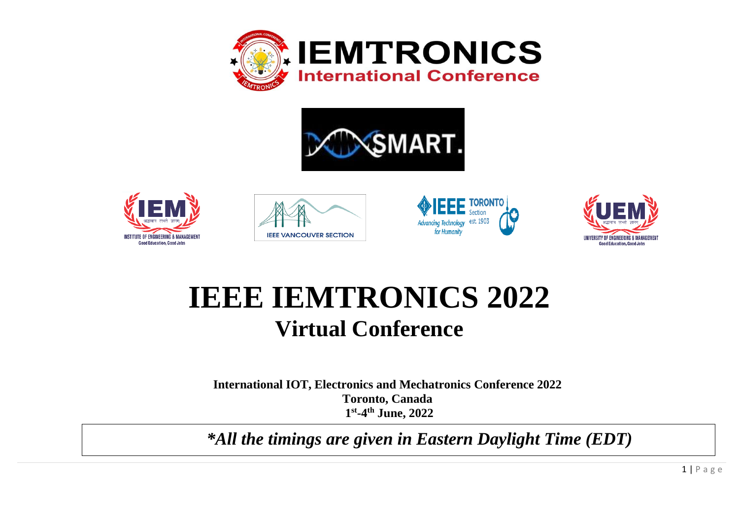# IEEE IEMTRONICS 2022

## Virtual Conference

**International IOT, Electronics and Mechatronics Conference 2022**
**Toronto, Canada**
**1st-4th June, 2022**

***All the timings are given in Eastern Daylight Time (EDT)**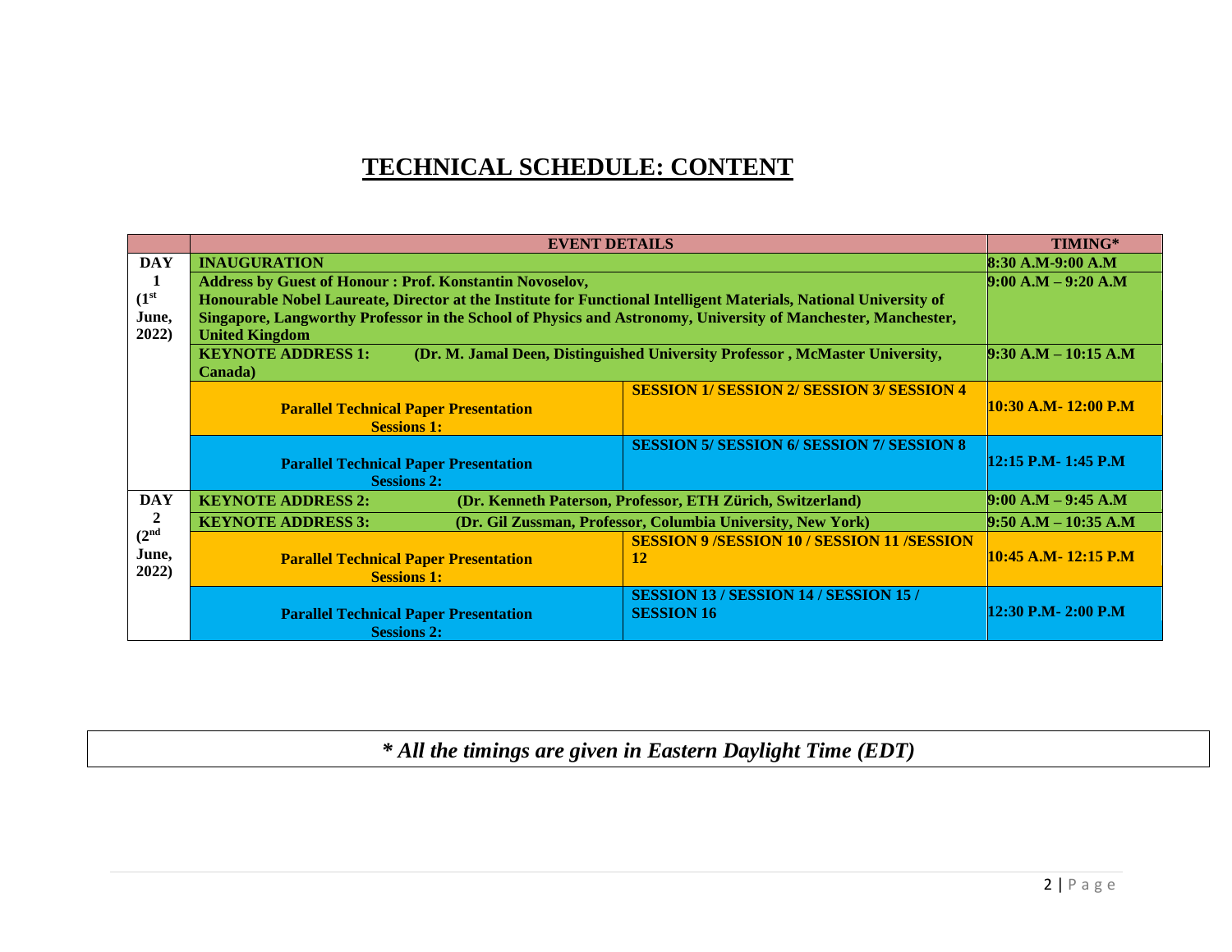# TECHNICAL SCHEDULE: CONTENT

| | EVENT DETAILS | | TIMING* |
|---|---|---|---|
| **DAY 1 (1st June, 2022)** | **INAUGURATION** | | **8:30 A.M-9:00 A.M** |
| | **Address by Guest of Honour : Prof. Konstantin Novoselov, Honourable Nobel Laureate, Director at the Institute for Functional Intelligent Materials, National University of Singapore, Langworthy Professor in the School of Physics and Astronomy, University of Manchester, Manchester, United Kingdom** | | **9:00 A.M – 9:20 A.M** |
| | **KEYNOTE ADDRESS 1: (Dr. M. Jamal Deen, Distinguished University Professor , McMaster University, Canada)** | | **9:30 A.M – 10:15 A.M** |
| | **Parallel Technical Paper Presentation Sessions 1:** | **SESSION 1/ SESSION 2/ SESSION 3/ SESSION 4** | **10:30 A.M- 12:00 P.M** |
| | **Parallel Technical Paper Presentation Sessions 2:** | **SESSION 5/ SESSION 6/ SESSION 7/ SESSION 8** | **12:15 P.M- 1:45 P.M** |
| **DAY 2 (2nd June, 2022)** | **KEYNOTE ADDRESS 2: (Dr. Kenneth Paterson, Professor, ETH Zürich, Switzerland)** | | **9:00 A.M – 9:45 A.M** |
| | **KEYNOTE ADDRESS 3: (Dr. Gil Zussman, Professor, Columbia University, New York)** | | **9:50 A.M – 10:35 A.M** |
| | **Parallel Technical Paper Presentation Sessions 1:** | **SESSION 9 /SESSION 10 / SESSION 11 /SESSION 12** | **10:45 A.M- 12:15 P.M** |
| | **Parallel Technical Paper Presentation Sessions 2:** | **SESSION 13 / SESSION 14 / SESSION 15 / SESSION 16** | **12:30 P.M- 2:00 P.M** |

***\* All the timings are given in Eastern Daylight Time (EDT)***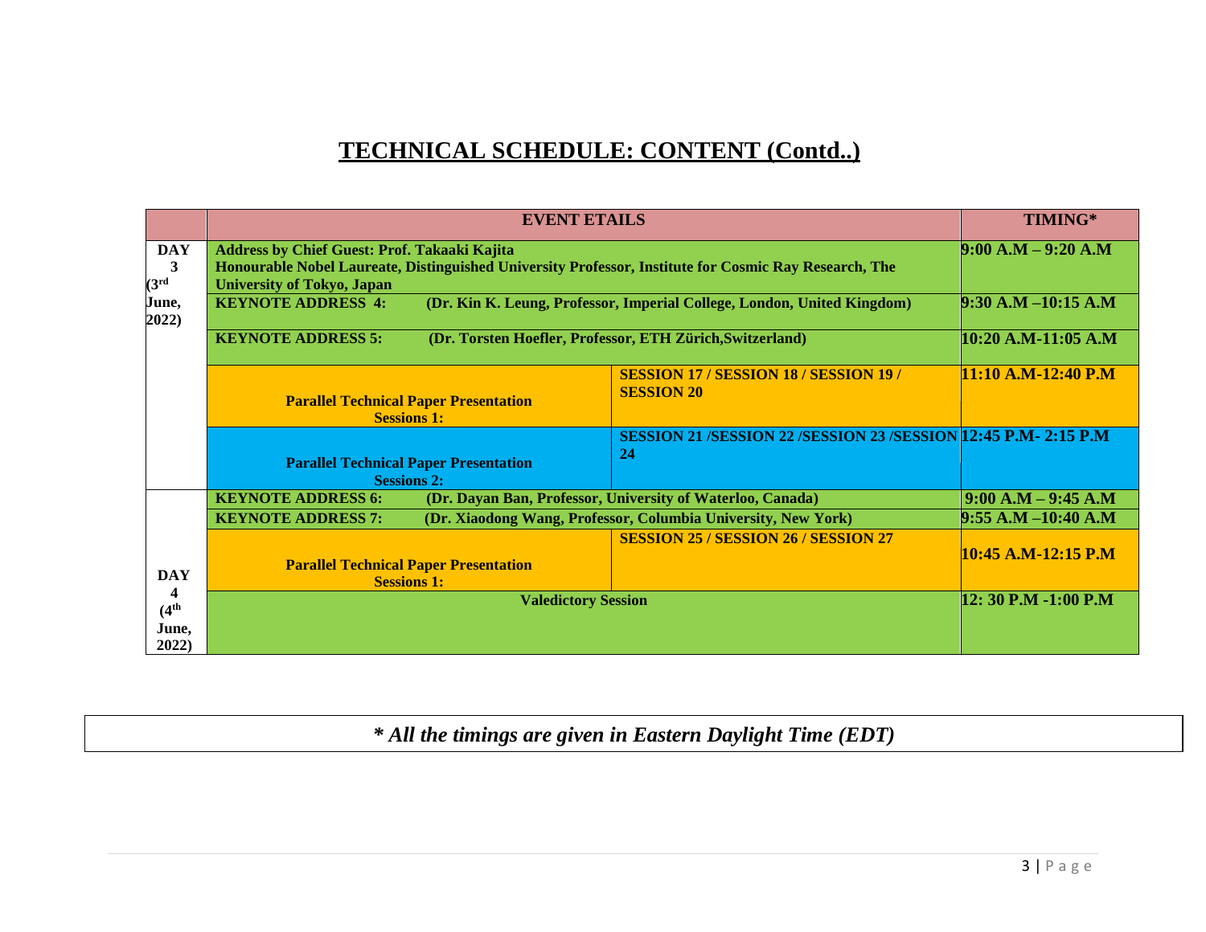# TECHNICAL SCHEDULE: CONTENT (Contd..)

| | EVENT ETAILS | | TIMING* |
|---|---|---|---|
| **DAY 3 (3rd June, 2022)** | **Address by Chief Guest: Prof. Takaaki Kajita Honourable Nobel Laureate, Distinguished University Professor, Institute for Cosmic Ray Research, The University of Tokyo, Japan** | | **9:00 A.M – 9:20 A.M** |
| | **KEYNOTE ADDRESS 4: (Dr. Kin K. Leung, Professor, Imperial College, London, United Kingdom)** | | **9:30 A.M –10:15 A.M** |
| | **KEYNOTE ADDRESS 5: (Dr. Torsten Hoefler, Professor, ETH Zürich,Switzerland)** | | **10:20 A.M-11:05 A.M** |
| | **Parallel Technical Paper Presentation Sessions 1:** | **SESSION 17 / SESSION 18 / SESSION 19 / SESSION 20** | **11:10 A.M-12:40 P.M** |
| | **Parallel Technical Paper Presentation Sessions 2:** | **SESSION 21 /SESSION 22 /SESSION 23 /SESSION 24** | **12:45 P.M- 2:15 P.M** |
| **DAY 4 (4th June, 2022)** | **KEYNOTE ADDRESS 6: (Dr. Dayan Ban, Professor, University of Waterloo, Canada)** | | **9:00 A.M – 9:45 A.M** |
| | **KEYNOTE ADDRESS 7: (Dr. Xiaodong Wang, Professor, Columbia University, New York)** | | **9:55 A.M –10:40 A.M** |
| | **Parallel Technical Paper Presentation Sessions 1:** | **SESSION 25 / SESSION 26 / SESSION 27** | **10:45 A.M-12:15 P.M** |
| | **Valedictory Session** | | **12: 30 P.M -1:00 P.M** |

***\* All the timings are given in Eastern Daylight Time (EDT)***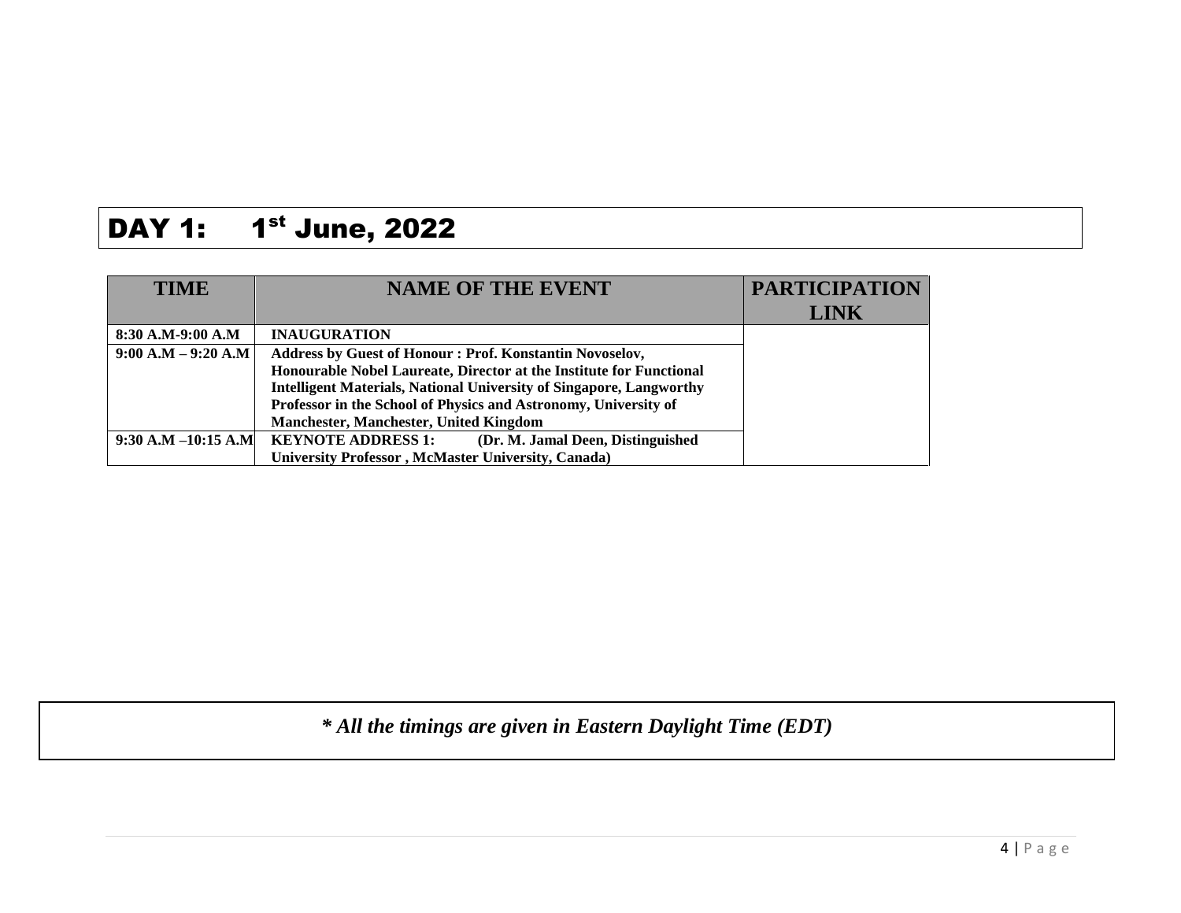# DAY 1: 1st June, 2022

| TIME | NAME OF THE EVENT | PARTICIPATION LINK |
| --- | --- | --- |
| 8:30 A.M-9:00 A.M | INAUGURATION | |
| 9:00 A.M – 9:20 A.M | Address by Guest of Honour : Prof. Konstantin Novoselov, Honourable Nobel Laureate, Director at the Institute for Functional Intelligent Materials, National University of Singapore, Langworthy Professor in the School of Physics and Astronomy, University of Manchester, Manchester, United Kingdom | |
| 9:30 A.M –10:15 A.M | KEYNOTE ADDRESS 1: (Dr. M. Jamal Deen, Distinguished University Professor , McMaster University, Canada) | |

***** *All the timings are given in Eastern Daylight Time (EDT)*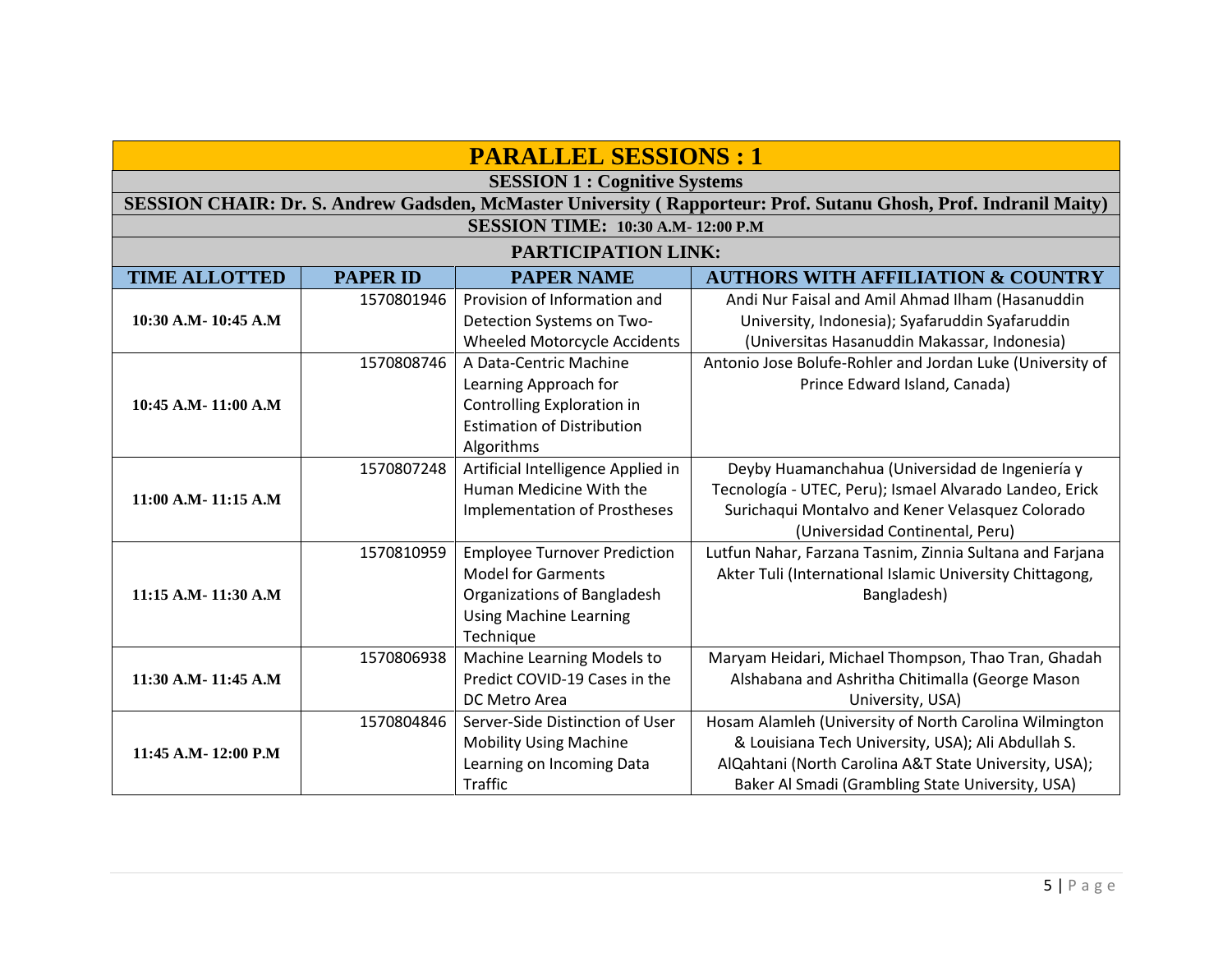# PARALLEL SESSIONS : 1

## SESSION 1 : Cognitive Systems

**SESSION CHAIR: Dr. S. Andrew Gadsden, McMaster University ( Rapporteur: Prof. Sutanu Ghosh, Prof. Indranil Maity)**

**SESSION TIME: 10:30 A.M- 12:00 P.M**

**PARTICIPATION LINK:**

| TIME ALLOTTED | PAPER ID | PAPER NAME | AUTHORS WITH AFFILIATION & COUNTRY |
|---|---|---|---|
| 10:30 A.M- 10:45 A.M | 1570801946 | Provision of Information and Detection Systems on Two-Wheeled Motorcycle Accidents | Andi Nur Faisal and Amil Ahmad Ilham (Hasanuddin University, Indonesia); Syafaruddin Syafaruddin (Universitas Hasanuddin Makassar, Indonesia) |
| 10:45 A.M- 11:00 A.M | 1570808746 | A Data-Centric Machine Learning Approach for Controlling Exploration in Estimation of Distribution Algorithms | Antonio Jose Bolufe-Rohler and Jordan Luke (University of Prince Edward Island, Canada) |
| 11:00 A.M- 11:15 A.M | 1570807248 | Artificial Intelligence Applied in Human Medicine With the Implementation of Prostheses | Deyby Huamanchahua (Universidad de Ingeniería y Tecnología - UTEC, Peru); Ismael Alvarado Landeo, Erick Surichaqui Montalvo and Kener Velasquez Colorado (Universidad Continental, Peru) |
| 11:15 A.M- 11:30 A.M | 1570810959 | Employee Turnover Prediction Model for Garments Organizations of Bangladesh Using Machine Learning Technique | Lutfun Nahar, Farzana Tasnim, Zinnia Sultana and Farjana Akter Tuli (International Islamic University Chittagong, Bangladesh) |
| 11:30 A.M- 11:45 A.M | 1570806938 | Machine Learning Models to Predict COVID-19 Cases in the DC Metro Area | Maryam Heidari, Michael Thompson, Thao Tran, Ghadah Alshabana and Ashritha Chitimalla (George Mason University, USA) |
| 11:45 A.M- 12:00 P.M | 1570804846 | Server-Side Distinction of User Mobility Using Machine Learning on Incoming Data Traffic | Hosam Alamleh (University of North Carolina Wilmington & Louisiana Tech University, USA); Ali Abdullah S. AlQahtani (North Carolina A&T State University, USA); Baker Al Smadi (Grambling State University, USA) |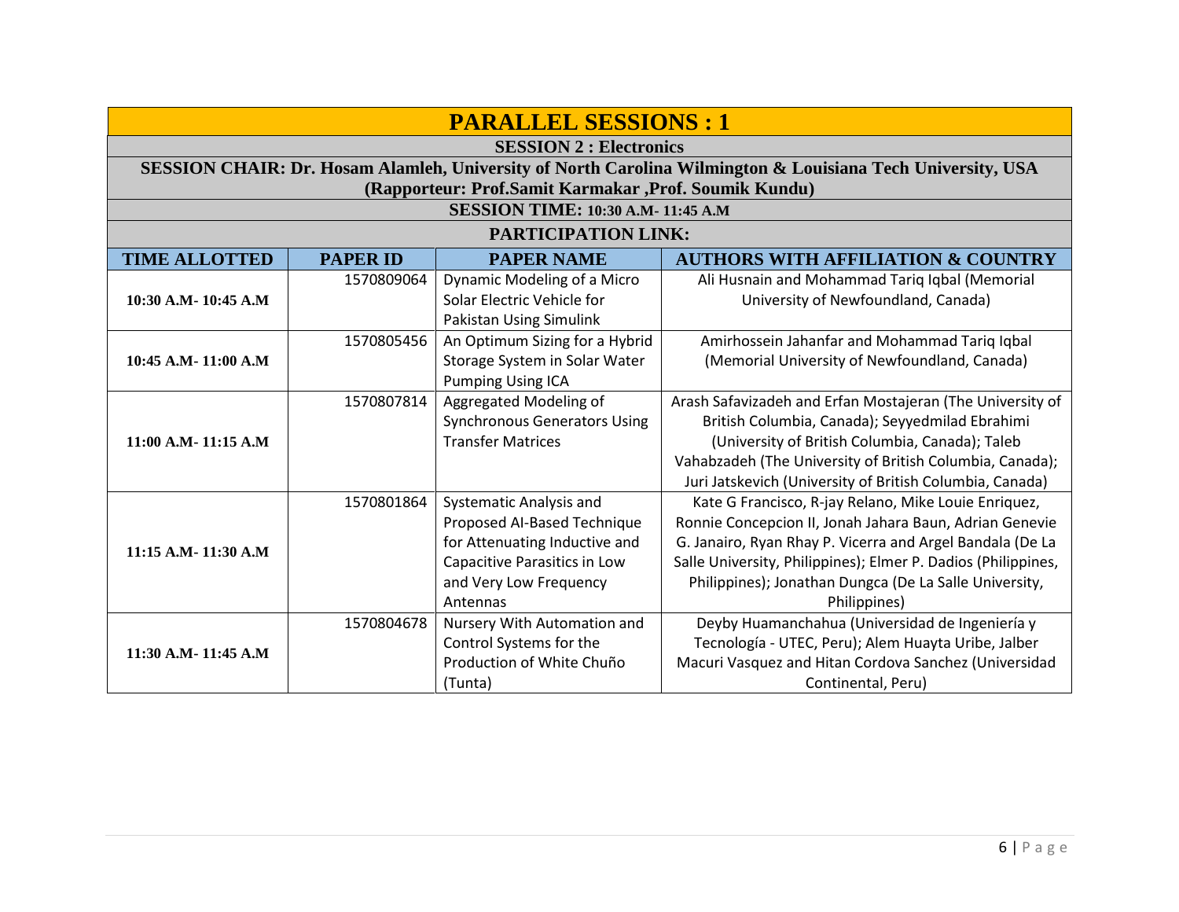# PARALLEL SESSIONS : 1

## SESSION 2 : Electronics

**SESSION CHAIR: Dr. Hosam Alamleh, University of North Carolina Wilmington & Louisiana Tech University, USA**
**(Rapporteur: Prof.Samit Karmakar ,Prof. Soumik Kundu)**

**SESSION TIME: 10:30 A.M- 11:45 A.M**

**PARTICIPATION LINK:**

| TIME ALLOTTED | PAPER ID | PAPER NAME | AUTHORS WITH AFFILIATION & COUNTRY |
|---|---|---|---|
| 10:30 A.M- 10:45 A.M | 1570809064 | Dynamic Modeling of a Micro Solar Electric Vehicle for Pakistan Using Simulink | Ali Husnain and Mohammad Tariq Iqbal (Memorial University of Newfoundland, Canada) |
| 10:45 A.M- 11:00 A.M | 1570805456 | An Optimum Sizing for a Hybrid Storage System in Solar Water Pumping Using ICA | Amirhossein Jahanfar and Mohammad Tariq Iqbal (Memorial University of Newfoundland, Canada) |
| 11:00 A.M- 11:15 A.M | 1570807814 | Aggregated Modeling of Synchronous Generators Using Transfer Matrices | Arash Safavizadeh and Erfan Mostajeran (The University of British Columbia, Canada); Seyyedmilad Ebrahimi (University of British Columbia, Canada); Taleb Vahabzadeh (The University of British Columbia, Canada); Juri Jatskevich (University of British Columbia, Canada) |
| 11:15 A.M- 11:30 A.M | 1570801864 | Systematic Analysis and Proposed AI-Based Technique for Attenuating Inductive and Capacitive Parasitics in Low and Very Low Frequency Antennas | Kate G Francisco, R-jay Relano, Mike Louie Enriquez, Ronnie Concepcion II, Jonah Jahara Baun, Adrian Genevie G. Janairo, Ryan Rhay P. Vicerra and Argel Bandala (De La Salle University, Philippines); Elmer P. Dadios (Philippines, Philippines); Jonathan Dungca (De La Salle University, Philippines) |
| 11:30 A.M- 11:45 A.M | 1570804678 | Nursery With Automation and Control Systems for the Production of White Chuño (Tunta) | Deyby Huamanchahua (Universidad de Ingeniería y Tecnología - UTEC, Peru); Alem Huayta Uribe, Jalber Macuri Vasquez and Hitan Cordova Sanchez (Universidad Continental, Peru) |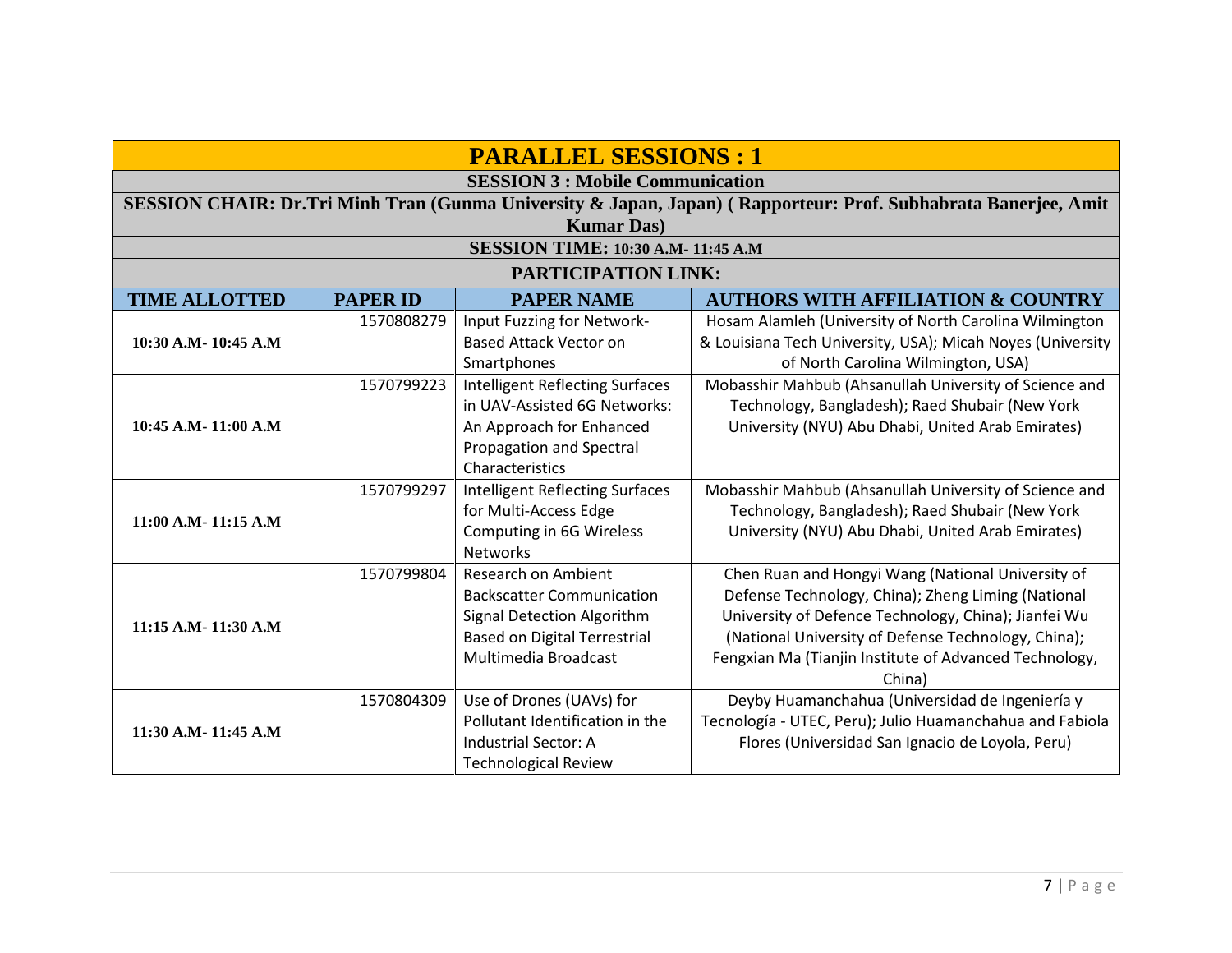## PARALLEL SESSIONS : 1

### SESSION 3 : Mobile Communication

**SESSION CHAIR: Dr.Tri Minh Tran (Gunma University & Japan, Japan) ( Rapporteur: Prof. Subhabrata Banerjee, Amit Kumar Das)**

**SESSION TIME: 10:30 A.M- 11:45 A.M**

**PARTICIPATION LINK:**

| TIME ALLOTTED | PAPER ID | PAPER NAME | AUTHORS WITH AFFILIATION & COUNTRY |
|---|---|---|---|
| **10:30 A.M- 10:45 A.M** | 1570808279 | Input Fuzzing for Network-Based Attack Vector on Smartphones | Hosam Alamleh (University of North Carolina Wilmington & Louisiana Tech University, USA); Micah Noyes (University of North Carolina Wilmington, USA) |
| **10:45 A.M- 11:00 A.M** | 1570799223 | Intelligent Reflecting Surfaces in UAV-Assisted 6G Networks: An Approach for Enhanced Propagation and Spectral Characteristics | Mobasshir Mahbub (Ahsanullah University of Science and Technology, Bangladesh); Raed Shubair (New York University (NYU) Abu Dhabi, United Arab Emirates) |
| **11:00 A.M- 11:15 A.M** | 1570799297 | Intelligent Reflecting Surfaces for Multi-Access Edge Computing in 6G Wireless Networks | Mobasshir Mahbub (Ahsanullah University of Science and Technology, Bangladesh); Raed Shubair (New York University (NYU) Abu Dhabi, United Arab Emirates) |
| **11:15 A.M- 11:30 A.M** | 1570799804 | Research on Ambient Backscatter Communication Signal Detection Algorithm Based on Digital Terrestrial Multimedia Broadcast | Chen Ruan and Hongyi Wang (National University of Defense Technology, China); Zheng Liming (National University of Defence Technology, China); Jianfei Wu (National University of Defense Technology, China); Fengxian Ma (Tianjin Institute of Advanced Technology, China) |
| **11:30 A.M- 11:45 A.M** | 1570804309 | Use of Drones (UAVs) for Pollutant Identification in the Industrial Sector: A Technological Review | Deyby Huamanchahua (Universidad de Ingeniería y Tecnología - UTEC, Peru); Julio Huamanchahua and Fabiola Flores (Universidad San Ignacio de Loyola, Peru) |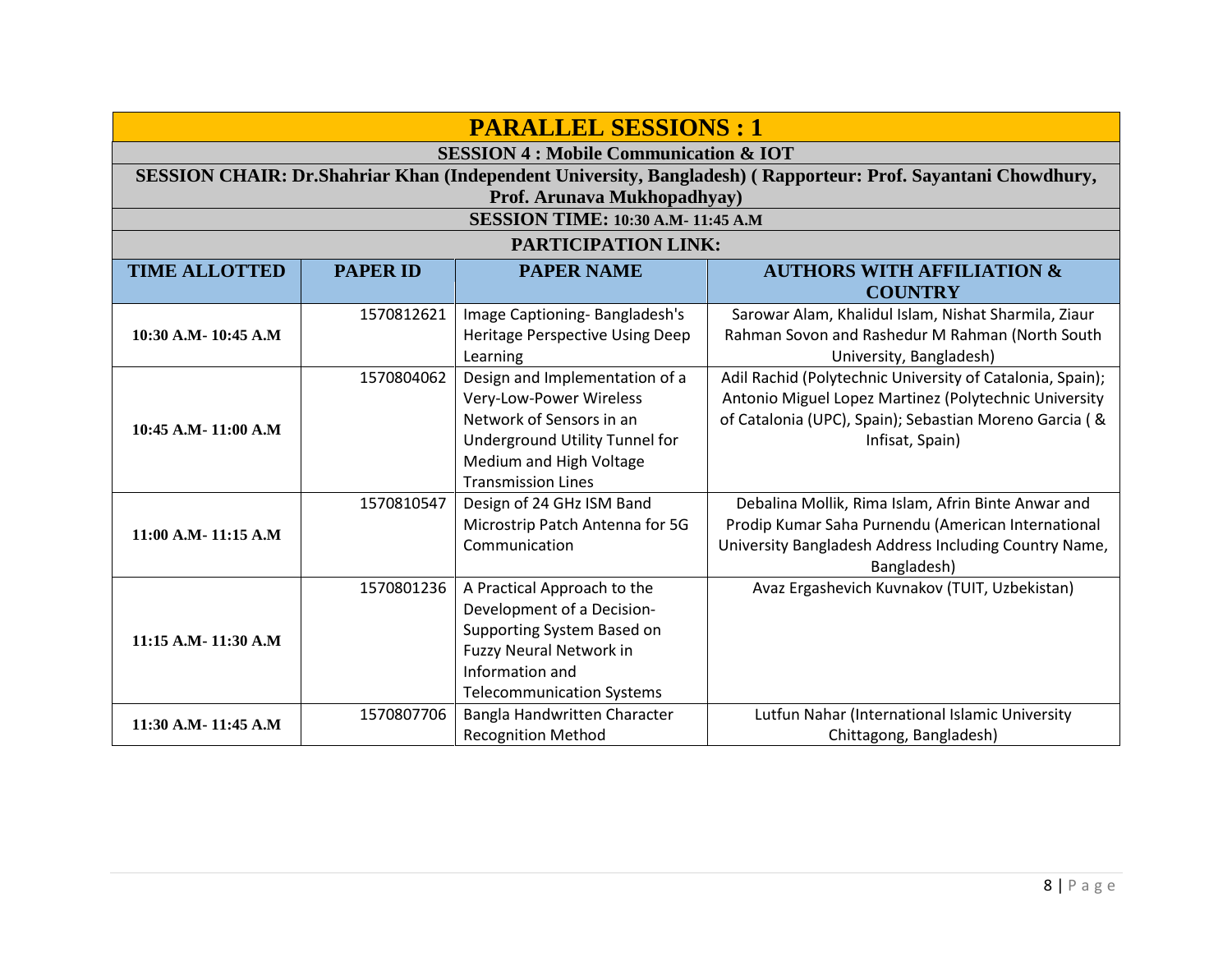# PARALLEL SESSIONS : 1

## SESSION 4 : Mobile Communication & IOT

**SESSION CHAIR: Dr.Shahriar Khan (Independent University, Bangladesh) ( Rapporteur: Prof. Sayantani Chowdhury, Prof. Arunava Mukhopadhyay)**

**SESSION TIME: 10:30 A.M- 11:45 A.M**

**PARTICIPATION LINK:**

| TIME ALLOTTED | PAPER ID | PAPER NAME | AUTHORS WITH AFFILIATION & COUNTRY |
|---|---|---|---|
| 10:30 A.M- 10:45 A.M | 1570812621 | Image Captioning- Bangladesh's Heritage Perspective Using Deep Learning | Sarowar Alam, Khalidul Islam, Nishat Sharmila, Ziaur Rahman Sovon and Rashedur M Rahman (North South University, Bangladesh) |
| 10:45 A.M- 11:00 A.M | 1570804062 | Design and Implementation of a Very-Low-Power Wireless Network of Sensors in an Underground Utility Tunnel for Medium and High Voltage Transmission Lines | Adil Rachid (Polytechnic University of Catalonia, Spain); Antonio Miguel Lopez Martinez (Polytechnic University of Catalonia (UPC), Spain); Sebastian Moreno Garcia ( & Infisat, Spain) |
| 11:00 A.M- 11:15 A.M | 1570810547 | Design of 24 GHz ISM Band Microstrip Patch Antenna for 5G Communication | Debalina Mollik, Rima Islam, Afrin Binte Anwar and Prodip Kumar Saha Purnendu (American International University Bangladesh Address Including Country Name, Bangladesh) |
| 11:15 A.M- 11:30 A.M | 1570801236 | A Practical Approach to the Development of a Decision-Supporting System Based on Fuzzy Neural Network in Information and Telecommunication Systems | Avaz Ergashevich Kuvnakov (TUIT, Uzbekistan) |
| 11:30 A.M- 11:45 A.M | 1570807706 | Bangla Handwritten Character Recognition Method | Lutfun Nahar (International Islamic University Chittagong, Bangladesh) |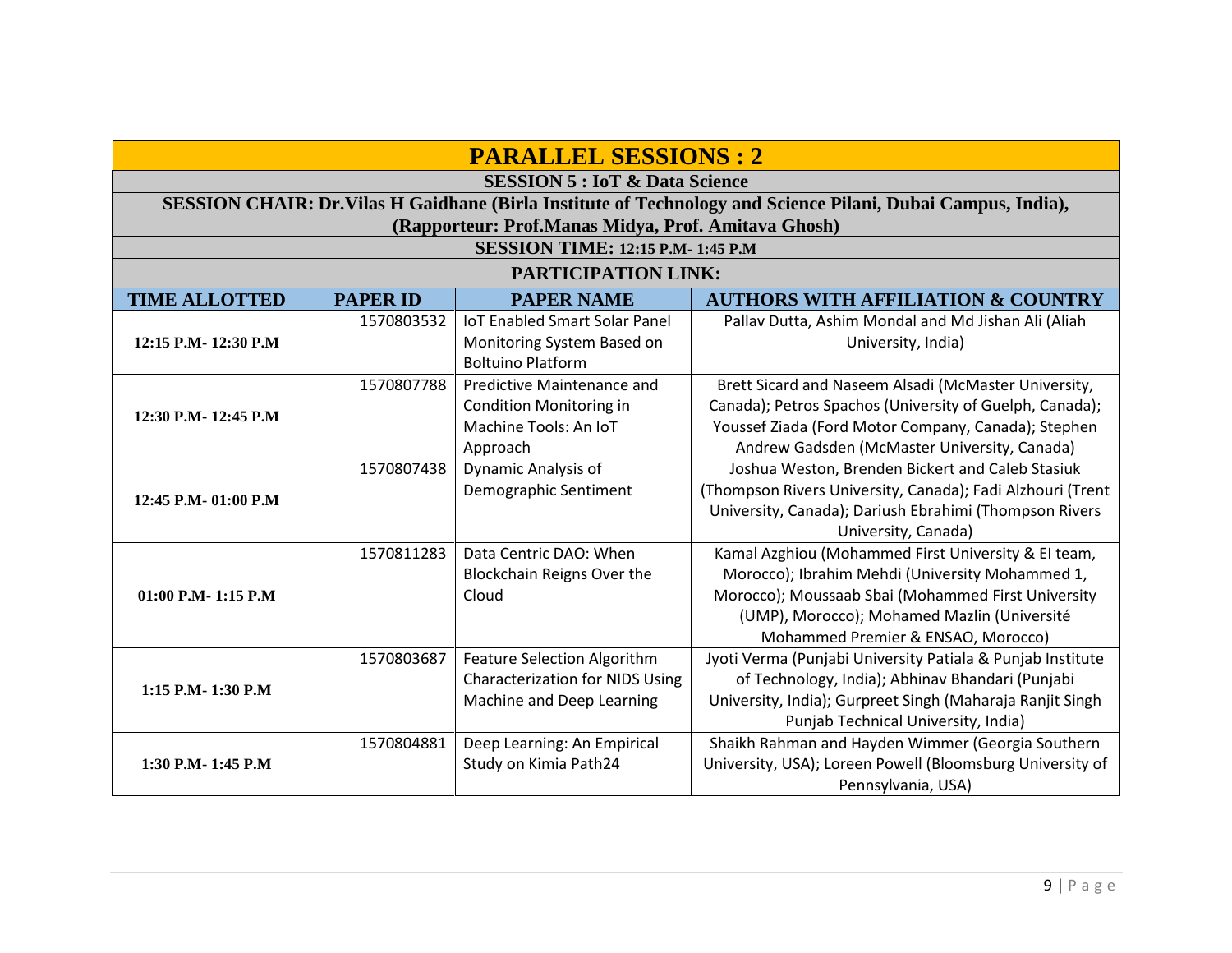# PARALLEL SESSIONS : 2

## SESSION 5 : IoT & Data Science

**SESSION CHAIR: Dr.Vilas H Gaidhane (Birla Institute of Technology and Science Pilani, Dubai Campus, India), (Rapporteur: Prof.Manas Midya, Prof. Amitava Ghosh)**

**SESSION TIME: 12:15 P.M- 1:45 P.M**

**PARTICIPATION LINK:**

| TIME ALLOTTED | PAPER ID | PAPER NAME | AUTHORS WITH AFFILIATION & COUNTRY |
|---|---|---|---|
| 12:15 P.M- 12:30 P.M | 1570803532 | IoT Enabled Smart Solar Panel Monitoring System Based on Boltuino Platform | Pallav Dutta, Ashim Mondal and Md Jishan Ali (Aliah University, India) |
| 12:30 P.M- 12:45 P.M | 1570807788 | Predictive Maintenance and Condition Monitoring in Machine Tools: An IoT Approach | Brett Sicard and Naseem Alsadi (McMaster University, Canada); Petros Spachos (University of Guelph, Canada); Youssef Ziada (Ford Motor Company, Canada); Stephen Andrew Gadsden (McMaster University, Canada) |
| 12:45 P.M- 01:00 P.M | 1570807438 | Dynamic Analysis of Demographic Sentiment | Joshua Weston, Brenden Bickert and Caleb Stasiuk (Thompson Rivers University, Canada); Fadi Alzhouri (Trent University, Canada); Dariush Ebrahimi (Thompson Rivers University, Canada) |
| 01:00 P.M- 1:15 P.M | 1570811283 | Data Centric DAO: When Blockchain Reigns Over the Cloud | Kamal Azghiou (Mohammed First University & EI team, Morocco); Ibrahim Mehdi (University Mohammed 1, Morocco); Moussaab Sbai (Mohammed First University (UMP), Morocco); Mohamed Mazlin (Université Mohammed Premier & ENSAO, Morocco) |
| 1:15 P.M- 1:30 P.M | 1570803687 | Feature Selection Algorithm Characterization for NIDS Using Machine and Deep Learning | Jyoti Verma (Punjabi University Patiala & Punjab Institute of Technology, India); Abhinav Bhandari (Punjabi University, India); Gurpreet Singh (Maharaja Ranjit Singh Punjab Technical University, India) |
| 1:30 P.M- 1:45 P.M | 1570804881 | Deep Learning: An Empirical Study on Kimia Path24 | Shaikh Rahman and Hayden Wimmer (Georgia Southern University, USA); Loreen Powell (Bloomsburg University of Pennsylvania, USA) |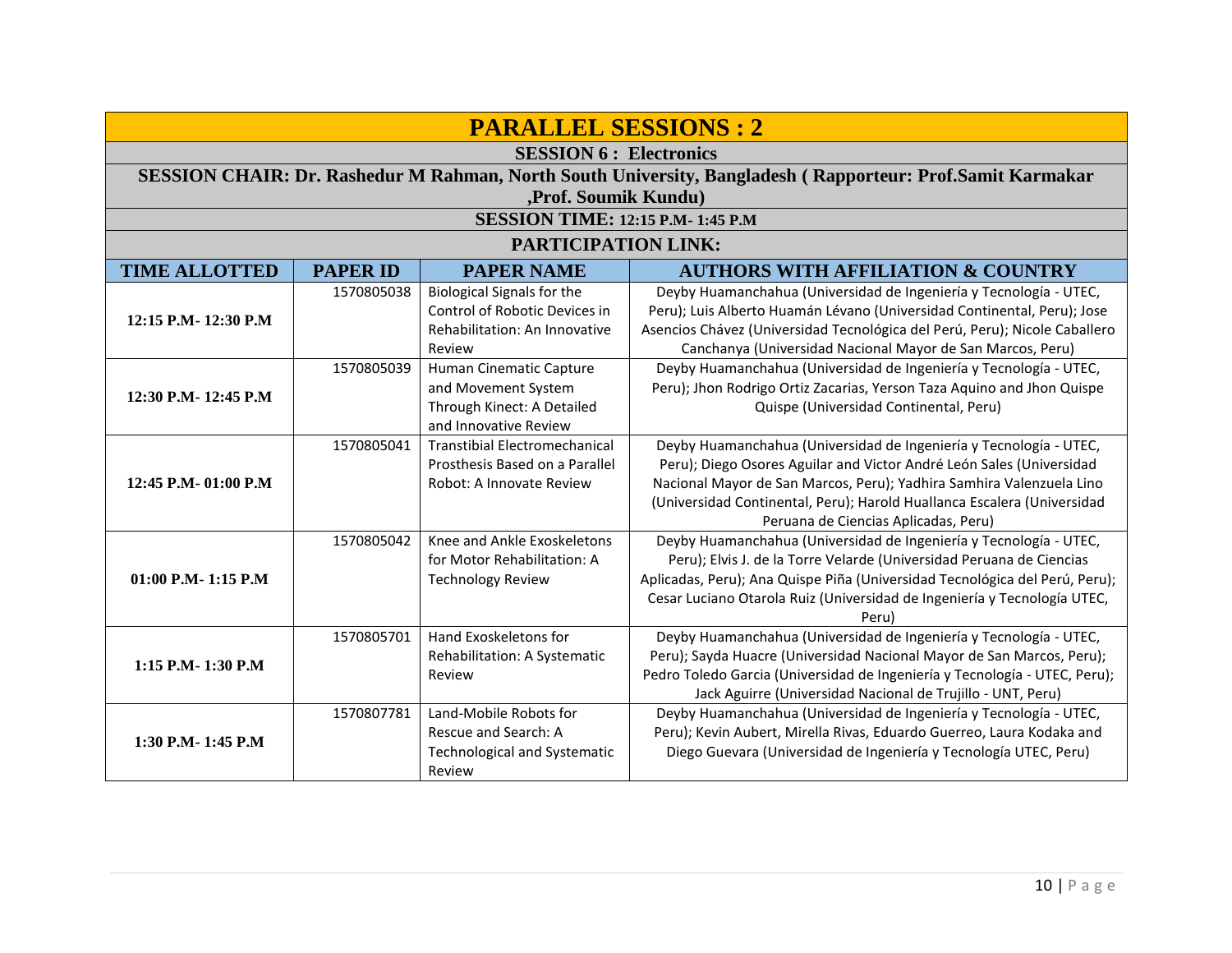# PARALLEL SESSIONS : 2

## SESSION 6 : Electronics

**SESSION CHAIR: Dr. Rashedur M Rahman, North South University, Bangladesh ( Rapporteur: Prof.Samit Karmakar ,Prof. Soumik Kundu)**

**SESSION TIME: 12:15 P.M- 1:45 P.M**

**PARTICIPATION LINK:**

| TIME ALLOTTED | PAPER ID | PAPER NAME | AUTHORS WITH AFFILIATION & COUNTRY |
|---|---|---|---|
| 12:15 P.M- 12:30 P.M | 1570805038 | Biological Signals for the Control of Robotic Devices in Rehabilitation: An Innovative Review | Deyby Huamanchahua (Universidad de Ingeniería y Tecnología - UTEC, Peru); Luis Alberto Huamán Lévano (Universidad Continental, Peru); Jose Asencios Chávez (Universidad Tecnológica del Perú, Peru); Nicole Caballero Canchanya (Universidad Nacional Mayor de San Marcos, Peru) |
| 12:30 P.M- 12:45 P.M | 1570805039 | Human Cinematic Capture and Movement System Through Kinect: A Detailed and Innovative Review | Deyby Huamanchahua (Universidad de Ingeniería y Tecnología - UTEC, Peru); Jhon Rodrigo Ortiz Zacarias, Yerson Taza Aquino and Jhon Quispe Quispe (Universidad Continental, Peru) |
| 12:45 P.M- 01:00 P.M | 1570805041 | Transtibial Electromechanical Prosthesis Based on a Parallel Robot: A Innovate Review | Deyby Huamanchahua (Universidad de Ingeniería y Tecnología - UTEC, Peru); Diego Osores Aguilar and Victor André León Sales (Universidad Nacional Mayor de San Marcos, Peru); Yadhira Samhira Valenzuela Lino (Universidad Continental, Peru); Harold Huallanca Escalera (Universidad Peruana de Ciencias Aplicadas, Peru) |
| 01:00 P.M- 1:15 P.M | 1570805042 | Knee and Ankle Exoskeletons for Motor Rehabilitation: A Technology Review | Deyby Huamanchahua (Universidad de Ingeniería y Tecnología - UTEC, Peru); Elvis J. de la Torre Velarde (Universidad Peruana de Ciencias Aplicadas, Peru); Ana Quispe Piña (Universidad Tecnológica del Perú, Peru); Cesar Luciano Otarola Ruiz (Universidad de Ingeniería y Tecnología UTEC, Peru) |
| 1:15 P.M- 1:30 P.M | 1570805701 | Hand Exoskeletons for Rehabilitation: A Systematic Review | Deyby Huamanchahua (Universidad de Ingeniería y Tecnología - UTEC, Peru); Sayda Huacre (Universidad Nacional Mayor de San Marcos, Peru); Pedro Toledo Garcia (Universidad de Ingeniería y Tecnología - UTEC, Peru); Jack Aguirre (Universidad Nacional de Trujillo - UNT, Peru) |
| 1:30 P.M- 1:45 P.M | 1570807781 | Land-Mobile Robots for Rescue and Search: A Technological and Systematic Review | Deyby Huamanchahua (Universidad de Ingeniería y Tecnología - UTEC, Peru); Kevin Aubert, Mirella Rivas, Eduardo Guerreo, Laura Kodaka and Diego Guevara (Universidad de Ingeniería y Tecnología UTEC, Peru) |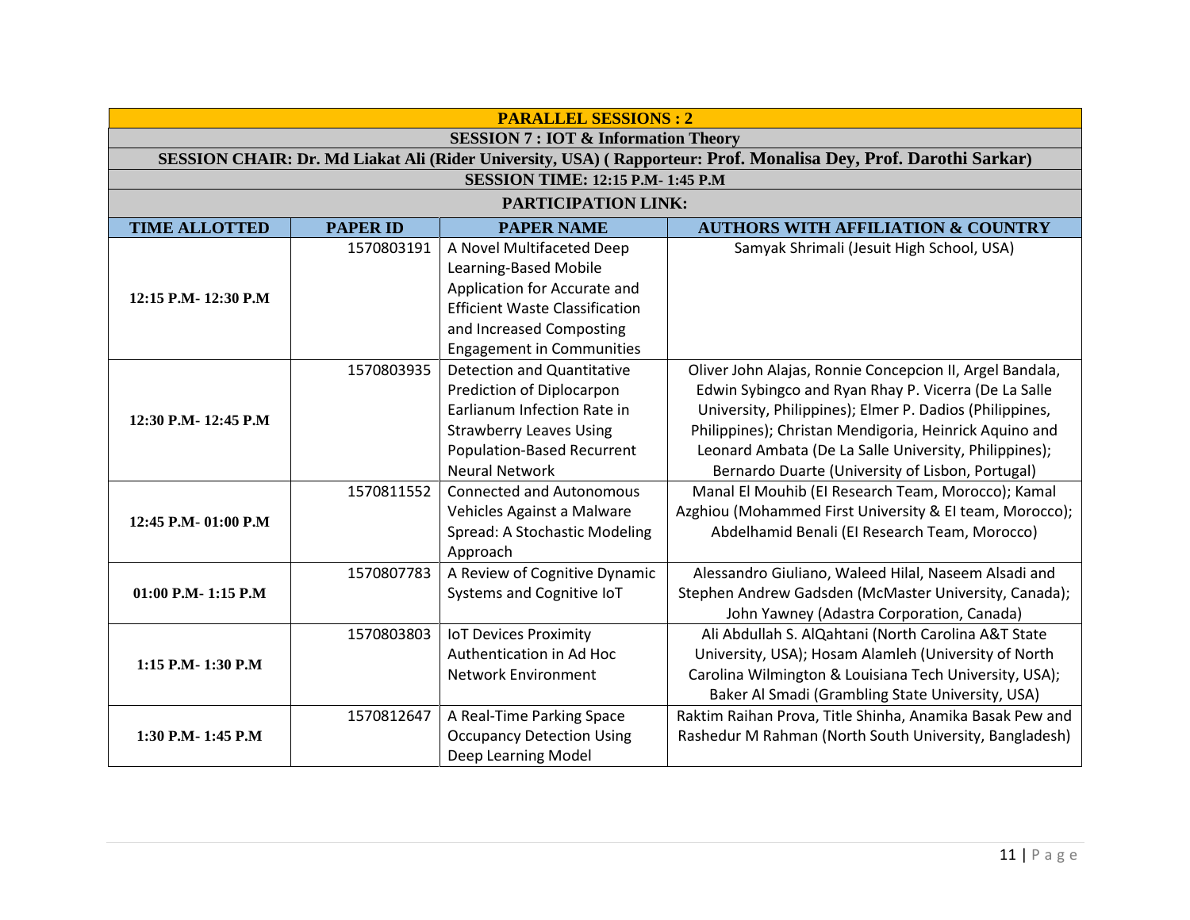| PARALLEL SESSIONS : 2 | | | |
|---|---|---|---|
| SESSION 7 : IOT & Information Theory | | | |
| SESSION CHAIR: Dr. Md Liakat Ali (Rider University, USA) ( Rapporteur: Prof. Monalisa Dey, Prof. Darothi Sarkar) | | | |
| SESSION TIME: 12:15 P.M- 1:45 P.M | | | |
| PARTICIPATION LINK: | | | |
| **TIME ALLOTTED** | **PAPER ID** | **PAPER NAME** | **AUTHORS WITH AFFILIATION & COUNTRY** |
| 12:15 P.M- 12:30 P.M | 1570803191 | A Novel Multifaceted Deep Learning-Based Mobile Application for Accurate and Efficient Waste Classification and Increased Composting Engagement in Communities | Samyak Shrimali (Jesuit High School, USA) |
| 12:30 P.M- 12:45 P.M | 1570803935 | Detection and Quantitative Prediction of Diplocarpon Earlianum Infection Rate in Strawberry Leaves Using Population-Based Recurrent Neural Network | Oliver John Alajas, Ronnie Concepcion II, Argel Bandala, Edwin Sybingco and Ryan Rhay P. Vicerra (De La Salle University, Philippines); Elmer P. Dadios (Philippines, Philippines); Christan Mendigoria, Heinrick Aquino and Leonard Ambata (De La Salle University, Philippines); Bernardo Duarte (University of Lisbon, Portugal) |
| 12:45 P.M- 01:00 P.M | 1570811552 | Connected and Autonomous Vehicles Against a Malware Spread: A Stochastic Modeling Approach | Manal El Mouhib (EI Research Team, Morocco); Kamal Azghiou (Mohammed First University & EI team, Morocco); Abdelhamid Benali (EI Research Team, Morocco) |
| 01:00 P.M- 1:15 P.M | 1570807783 | A Review of Cognitive Dynamic Systems and Cognitive IoT | Alessandro Giuliano, Waleed Hilal, Naseem Alsadi and Stephen Andrew Gadsden (McMaster University, Canada); John Yawney (Adastra Corporation, Canada) |
| 1:15 P.M- 1:30 P.M | 1570803803 | IoT Devices Proximity Authentication in Ad Hoc Network Environment | Ali Abdullah S. AlQahtani (North Carolina A&T State University, USA); Hosam Alamleh (University of North Carolina Wilmington & Louisiana Tech University, USA); Baker Al Smadi (Grambling State University, USA) |
| 1:30 P.M- 1:45 P.M | 1570812647 | A Real-Time Parking Space Occupancy Detection Using Deep Learning Model | Raktim Raihan Prova, Title Shinha, Anamika Basak Pew and Rashedur M Rahman (North South University, Bangladesh) |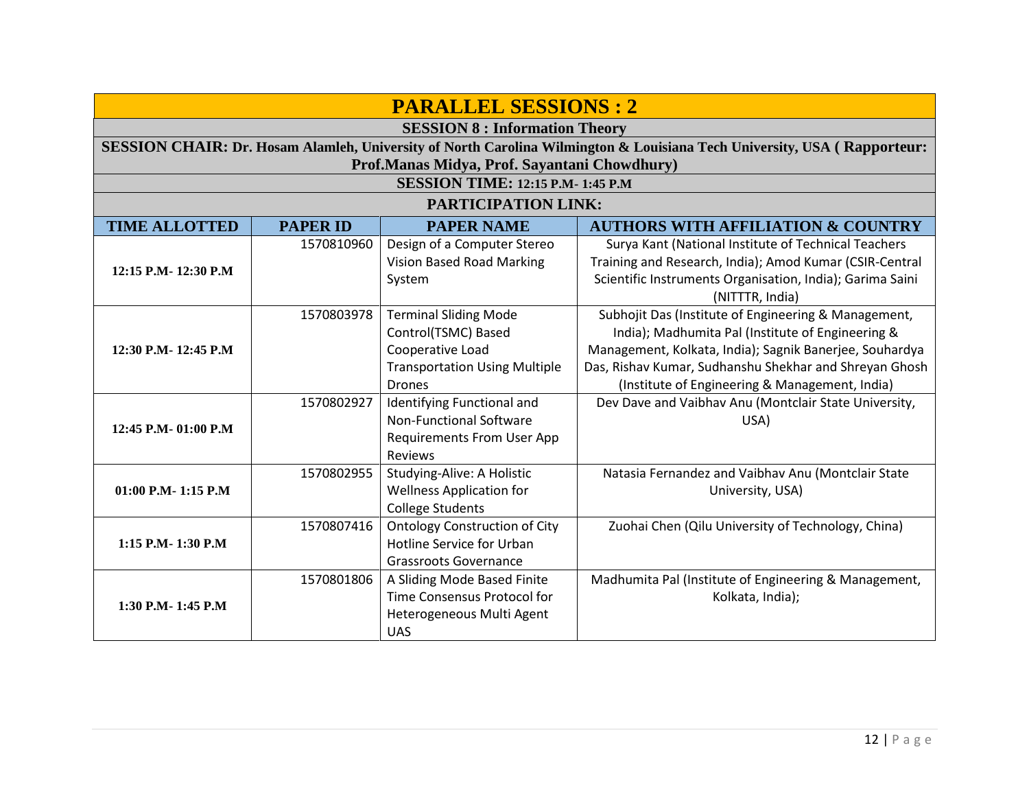# PARALLEL SESSIONS : 2

## SESSION 8 : Information Theory

**SESSION CHAIR: Dr. Hosam Alamleh, University of North Carolina Wilmington & Louisiana Tech University, USA ( Rapporteur: Prof.Manas Midya, Prof. Sayantani Chowdhury)**

**SESSION TIME: 12:15 P.M- 1:45 P.M**

**PARTICIPATION LINK:**

| TIME ALLOTTED | PAPER ID | PAPER NAME | AUTHORS WITH AFFILIATION & COUNTRY |
|---|---|---|---|
| 12:15 P.M- 12:30 P.M | 1570810960 | Design of a Computer Stereo Vision Based Road Marking System | Surya Kant (National Institute of Technical Teachers Training and Research, India); Amod Kumar (CSIR-Central Scientific Instruments Organisation, India); Garima Saini (NITTTR, India) |
| 12:30 P.M- 12:45 P.M | 1570803978 | Terminal Sliding Mode Control(TSMC) Based Cooperative Load Transportation Using Multiple Drones | Subhojit Das (Institute of Engineering & Management, India); Madhumita Pal (Institute of Engineering & Management, Kolkata, India); Sagnik Banerjee, Souhardya Das, Rishav Kumar, Sudhanshu Shekhar and Shreyan Ghosh (Institute of Engineering & Management, India) |
| 12:45 P.M- 01:00 P.M | 1570802927 | Identifying Functional and Non-Functional Software Requirements From User App Reviews | Dev Dave and Vaibhav Anu (Montclair State University, USA) |
| 01:00 P.M- 1:15 P.M | 1570802955 | Studying-Alive: A Holistic Wellness Application for College Students | Natasia Fernandez and Vaibhav Anu (Montclair State University, USA) |
| 1:15 P.M- 1:30 P.M | 1570807416 | Ontology Construction of City Hotline Service for Urban Grassroots Governance | Zuohai Chen (Qilu University of Technology, China) |
| 1:30 P.M- 1:45 P.M | 1570801806 | A Sliding Mode Based Finite Time Consensus Protocol for Heterogeneous Multi Agent UAS | Madhumita Pal (Institute of Engineering & Management, Kolkata, India); |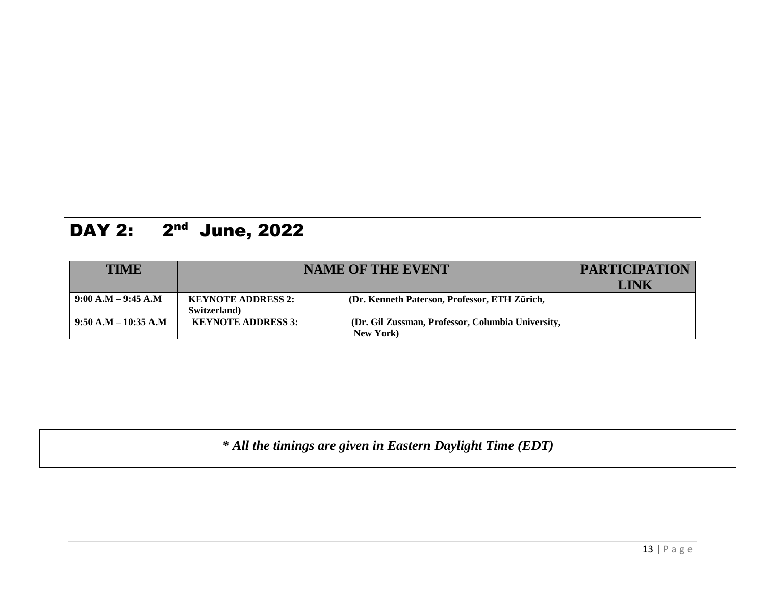## DAY 2: 2nd June, 2022

| TIME | NAME OF THE EVENT | PARTICIPATION LINK |
| --- | --- | --- |
| 9:00 A.M – 9:45 A.M | **KEYNOTE ADDRESS 2:** (Dr. Kenneth Paterson, Professor, ETH Zürich, Switzerland) | |
| 9:50 A.M – 10:35 A.M | **KEYNOTE ADDRESS 3:** (Dr. Gil Zussman, Professor, Columbia University, New York) | |

***\* All the timings are given in Eastern Daylight Time (EDT)***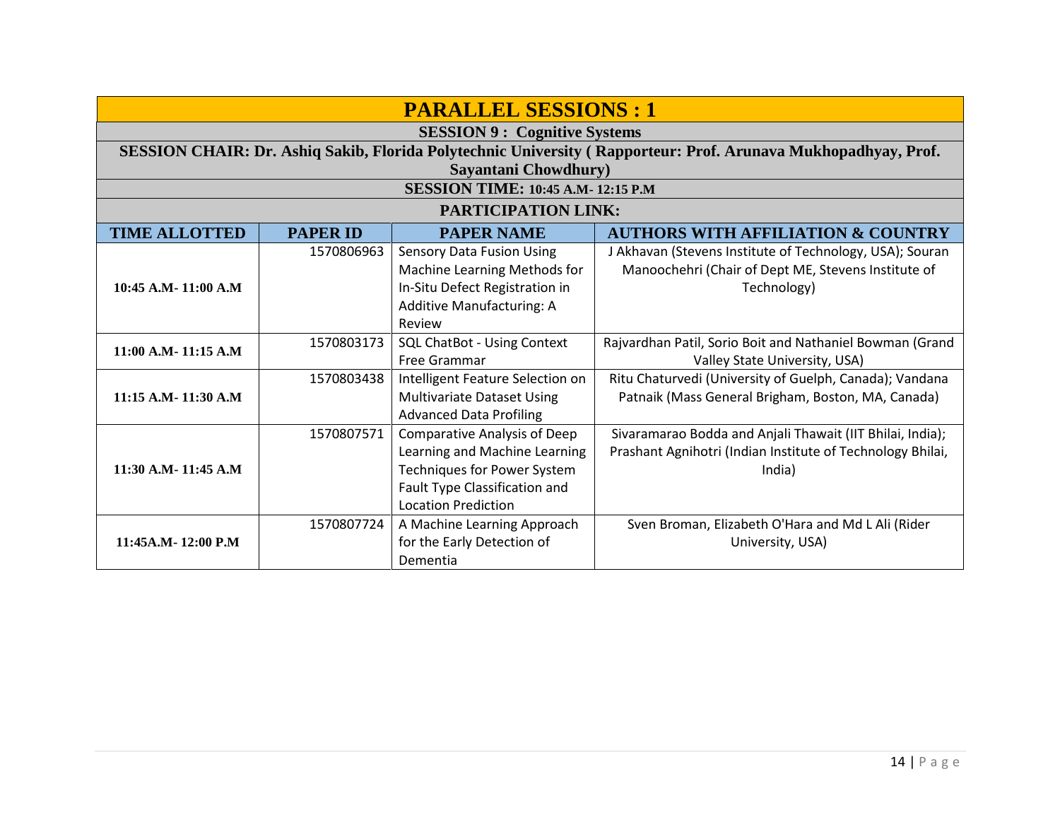# PARALLEL SESSIONS : 1

## SESSION 9 : Cognitive Systems

**SESSION CHAIR: Dr. Ashiq Sakib, Florida Polytechnic University ( Rapporteur: Prof. Arunava Mukhopadhyay, Prof. Sayantani Chowdhury)**

**SESSION TIME: 10:45 A.M- 12:15 P.M**

**PARTICIPATION LINK:**

| TIME ALLOTTED | PAPER ID | PAPER NAME | AUTHORS WITH AFFILIATION & COUNTRY |
|---|---|---|---|
| 10:45 A.M- 11:00 A.M | 1570806963 | Sensory Data Fusion Using Machine Learning Methods for In-Situ Defect Registration in Additive Manufacturing: A Review | J Akhavan (Stevens Institute of Technology, USA); Souran Manoochehri (Chair of Dept ME, Stevens Institute of Technology) |
| 11:00 A.M- 11:15 A.M | 1570803173 | SQL ChatBot - Using Context Free Grammar | Rajvardhan Patil, Sorio Boit and Nathaniel Bowman (Grand Valley State University, USA) |
| 11:15 A.M- 11:30 A.M | 1570803438 | Intelligent Feature Selection on Multivariate Dataset Using Advanced Data Profiling | Ritu Chaturvedi (University of Guelph, Canada); Vandana Patnaik (Mass General Brigham, Boston, MA, Canada) |
| 11:30 A.M- 11:45 A.M | 1570807571 | Comparative Analysis of Deep Learning and Machine Learning Techniques for Power System Fault Type Classification and Location Prediction | Sivaramarao Bodda and Anjali Thawait (IIT Bhilai, India); Prashant Agnihotri (Indian Institute of Technology Bhilai, India) |
| 11:45A.M- 12:00 P.M | 1570807724 | A Machine Learning Approach for the Early Detection of Dementia | Sven Broman, Elizabeth O'Hara and Md L Ali (Rider University, USA) |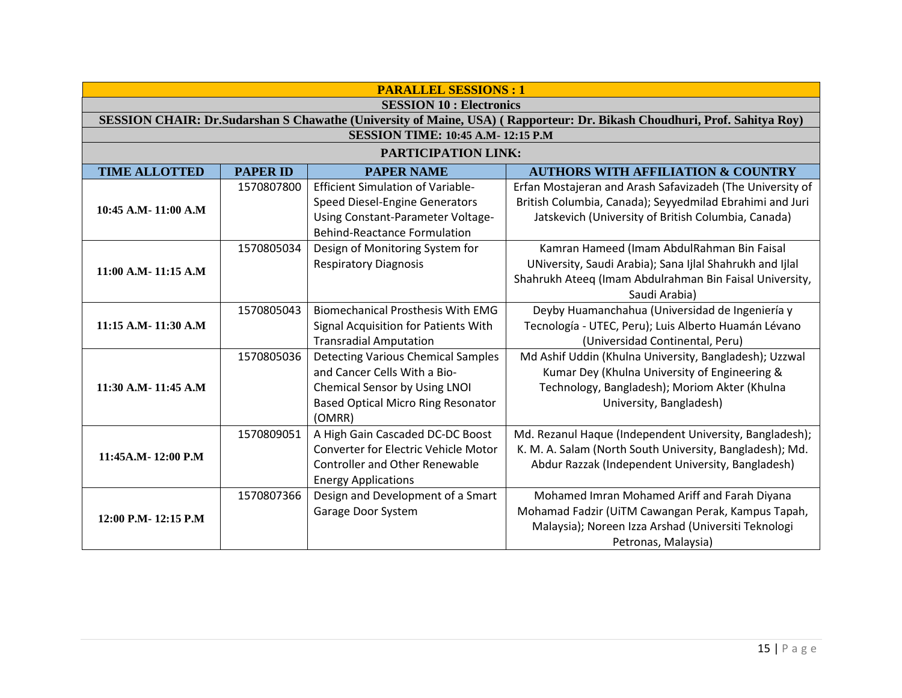| PARALLEL SESSIONS : 1 | | | |
|---|---|---|---|
| **SESSION 10 : Electronics** | | | |
| **SESSION CHAIR: Dr.Sudarshan S Chawathe (University of Maine, USA) ( Rapporteur: Dr. Bikash Choudhuri, Prof. Sahitya Roy)** | | | |
| **SESSION TIME: 10:45 A.M- 12:15 P.M** | | | |
| **PARTICIPATION LINK:** | | | |
| **TIME ALLOTTED** | **PAPER ID** | **PAPER NAME** | **AUTHORS WITH AFFILIATION & COUNTRY** |
| 10:45 A.M- 11:00 A.M | 1570807800 | Efficient Simulation of Variable-Speed Diesel-Engine Generators Using Constant-Parameter Voltage-Behind-Reactance Formulation | Erfan Mostajeran and Arash Safavizadeh (The University of British Columbia, Canada); Seyyedmilad Ebrahimi and Juri Jatskevich (University of British Columbia, Canada) |
| 11:00 A.M- 11:15 A.M | 1570805034 | Design of Monitoring System for Respiratory Diagnosis | Kamran Hameed (Imam AbdulRahman Bin Faisal UNiversity, Saudi Arabia); Sana Ijlal Shahrukh and Ijlal Shahrukh Ateeq (Imam Abdulrahman Bin Faisal University, Saudi Arabia) |
| 11:15 A.M- 11:30 A.M | 1570805043 | Biomechanical Prosthesis With EMG Signal Acquisition for Patients With Transradial Amputation | Deyby Huamanchahua (Universidad de Ingeniería y Tecnología - UTEC, Peru); Luis Alberto Huamán Lévano (Universidad Continental, Peru) |
| 11:30 A.M- 11:45 A.M | 1570805036 | Detecting Various Chemical Samples and Cancer Cells With a Bio-Chemical Sensor by Using LNOI Based Optical Micro Ring Resonator (OMRR) | Md Ashif Uddin (Khulna University, Bangladesh); Uzzwal Kumar Dey (Khulna University of Engineering & Technology, Bangladesh); Moriom Akter (Khulna University, Bangladesh) |
| 11:45A.M- 12:00 P.M | 1570809051 | A High Gain Cascaded DC-DC Boost Converter for Electric Vehicle Motor Controller and Other Renewable Energy Applications | Md. Rezanul Haque (Independent University, Bangladesh); K. M. A. Salam (North South University, Bangladesh); Md. Abdur Razzak (Independent University, Bangladesh) |
| 12:00 P.M- 12:15 P.M | 1570807366 | Design and Development of a Smart Garage Door System | Mohamed Imran Mohamed Ariff and Farah Diyana Mohamad Fadzir (UiTM Cawangan Perak, Kampus Tapah, Malaysia); Noreen Izza Arshad (Universiti Teknologi Petronas, Malaysia) |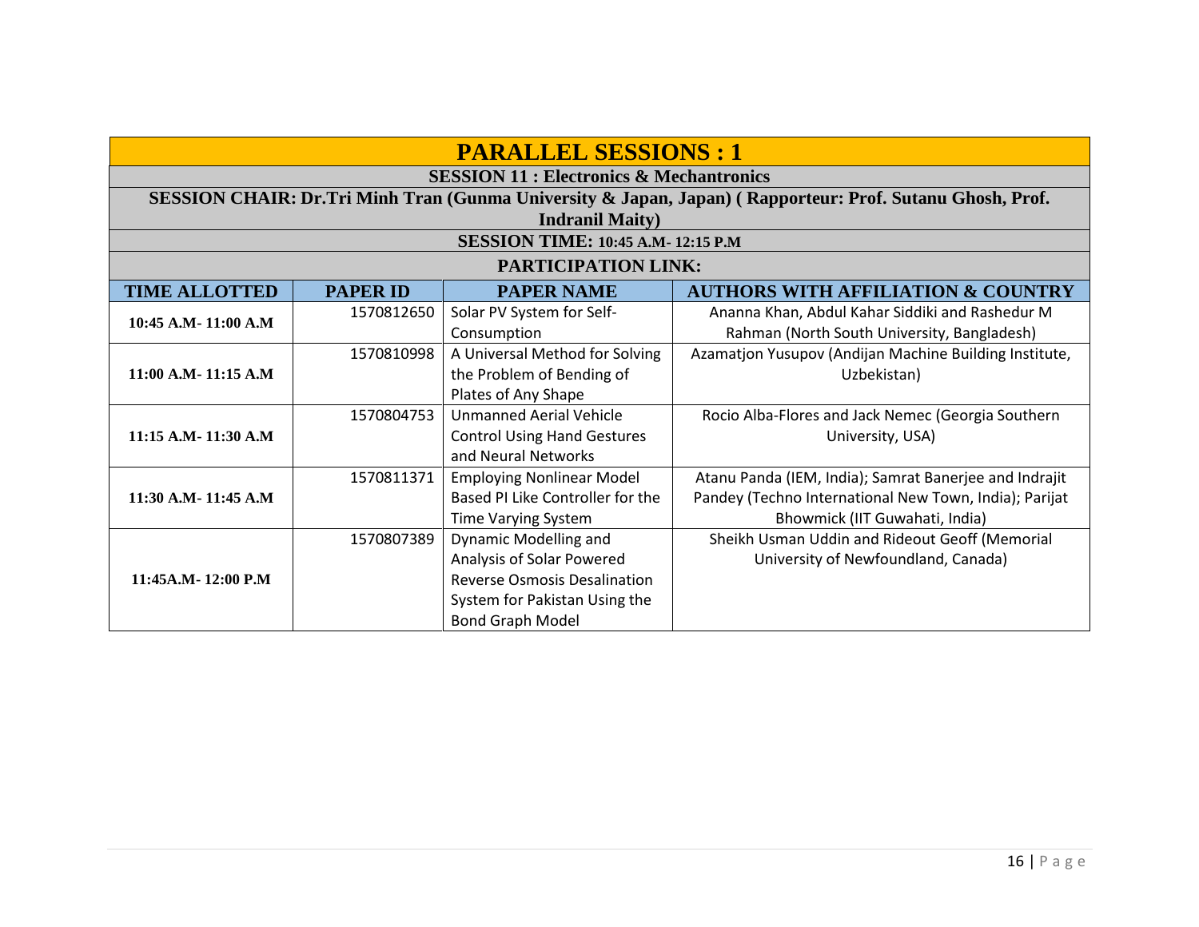# PARALLEL SESSIONS : 1

## SESSION 11 : Electronics & Mechantronics

**SESSION CHAIR: Dr.Tri Minh Tran (Gunma University & Japan, Japan) ( Rapporteur: Prof. Sutanu Ghosh, Prof. Indranil Maity)**

**SESSION TIME: 10:45 A.M- 12:15 P.M**

**PARTICIPATION LINK:**

| TIME ALLOTTED | PAPER ID | PAPER NAME | AUTHORS WITH AFFILIATION & COUNTRY |
|---|---|---|---|
| 10:45 A.M- 11:00 A.M | 1570812650 | Solar PV System for Self-Consumption | Ananna Khan, Abdul Kahar Siddiki and Rashedur M Rahman (North South University, Bangladesh) |
| 11:00 A.M- 11:15 A.M | 1570810998 | A Universal Method for Solving the Problem of Bending of Plates of Any Shape | Azamatjon Yusupov (Andijan Machine Building Institute, Uzbekistan) |
| 11:15 A.M- 11:30 A.M | 1570804753 | Unmanned Aerial Vehicle Control Using Hand Gestures and Neural Networks | Rocio Alba-Flores and Jack Nemec (Georgia Southern University, USA) |
| 11:30 A.M- 11:45 A.M | 1570811371 | Employing Nonlinear Model Based PI Like Controller for the Time Varying System | Atanu Panda (IEM, India); Samrat Banerjee and Indrajit Pandey (Techno International New Town, India); Parijat Bhowmick (IIT Guwahati, India) |
| 11:45A.M- 12:00 P.M | 1570807389 | Dynamic Modelling and Analysis of Solar Powered Reverse Osmosis Desalination System for Pakistan Using the Bond Graph Model | Sheikh Usman Uddin and Rideout Geoff (Memorial University of Newfoundland, Canada) |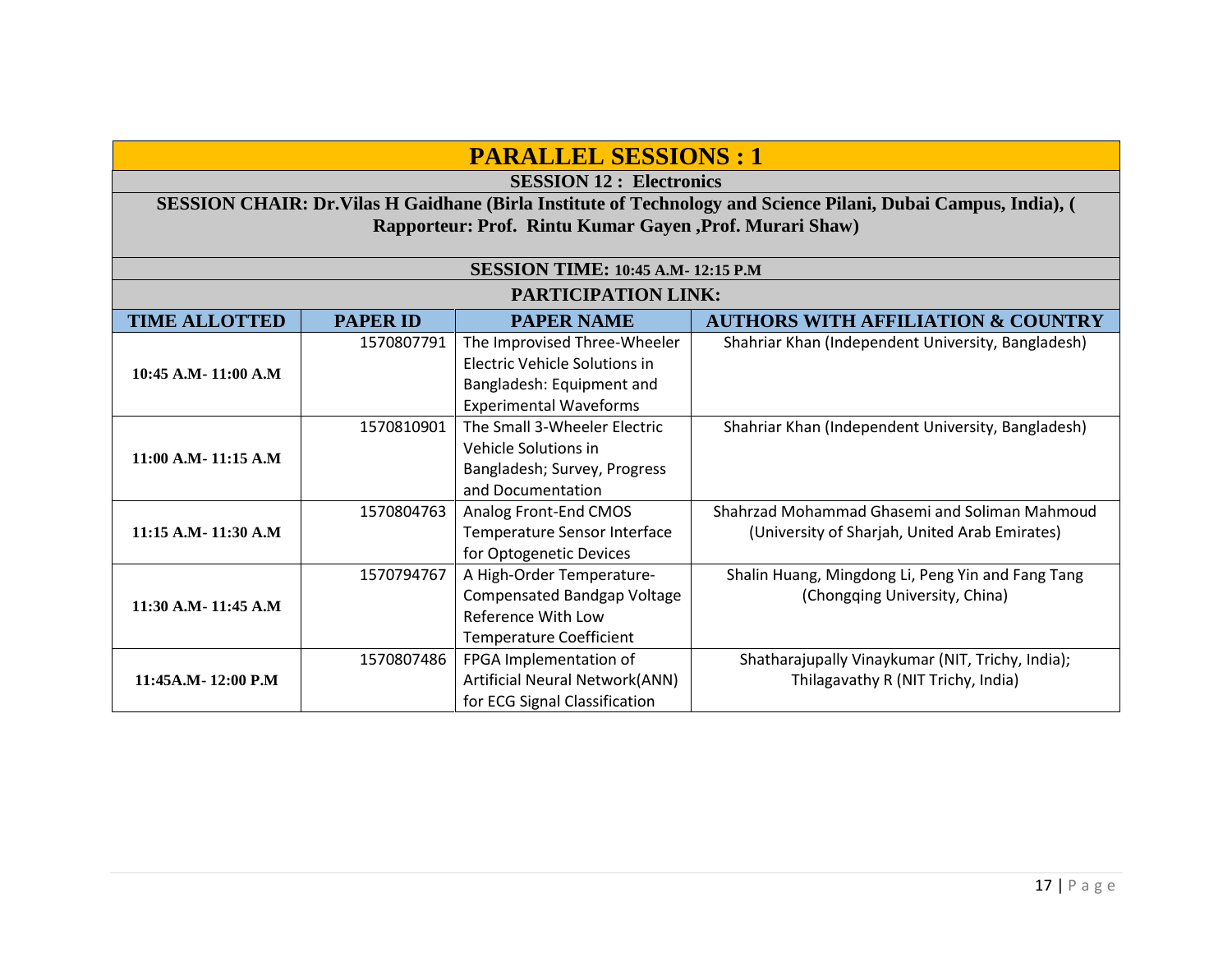# PARALLEL SESSIONS : 1

## SESSION 12 : Electronics

**SESSION CHAIR: Dr.Vilas H Gaidhane (Birla Institute of Technology and Science Pilani, Dubai Campus, India), ( Rapporteur: Prof. Rintu Kumar Gayen ,Prof. Murari Shaw)**

**SESSION TIME: 10:45 A.M- 12:15 P.M**

**PARTICIPATION LINK:**

| TIME ALLOTTED | PAPER ID | PAPER NAME | AUTHORS WITH AFFILIATION & COUNTRY |
|---|---|---|---|
| 10:45 A.M- 11:00 A.M | 1570807791 | The Improved Three-Wheeler Electric Vehicle Solutions in Bangladesh: Equipment and Experimental Waveforms | Shahriar Khan (Independent University, Bangladesh) |
| 11:00 A.M- 11:15 A.M | 1570810901 | The Small 3-Wheeler Electric Vehicle Solutions in Bangladesh; Survey, Progress and Documentation | Shahriar Khan (Independent University, Bangladesh) |
| 11:15 A.M- 11:30 A.M | 1570804763 | Analog Front-End CMOS Temperature Sensor Interface for Optogenetic Devices | Shahrzad Mohammad Ghasemi and Soliman Mahmoud (University of Sharjah, United Arab Emirates) |
| 11:30 A.M- 11:45 A.M | 1570794767 | A High-Order Temperature-Compensated Bandgap Voltage Reference With Low Temperature Coefficient | Shalin Huang, Mingdong Li, Peng Yin and Fang Tang (Chongqing University, China) |
| 11:45A.M- 12:00 P.M | 1570807486 | FPGA Implementation of Artificial Neural Network(ANN) for ECG Signal Classification | Shatharajupally Vinaykumar (NIT, Trichy, India); Thilagavathy R (NIT Trichy, India) |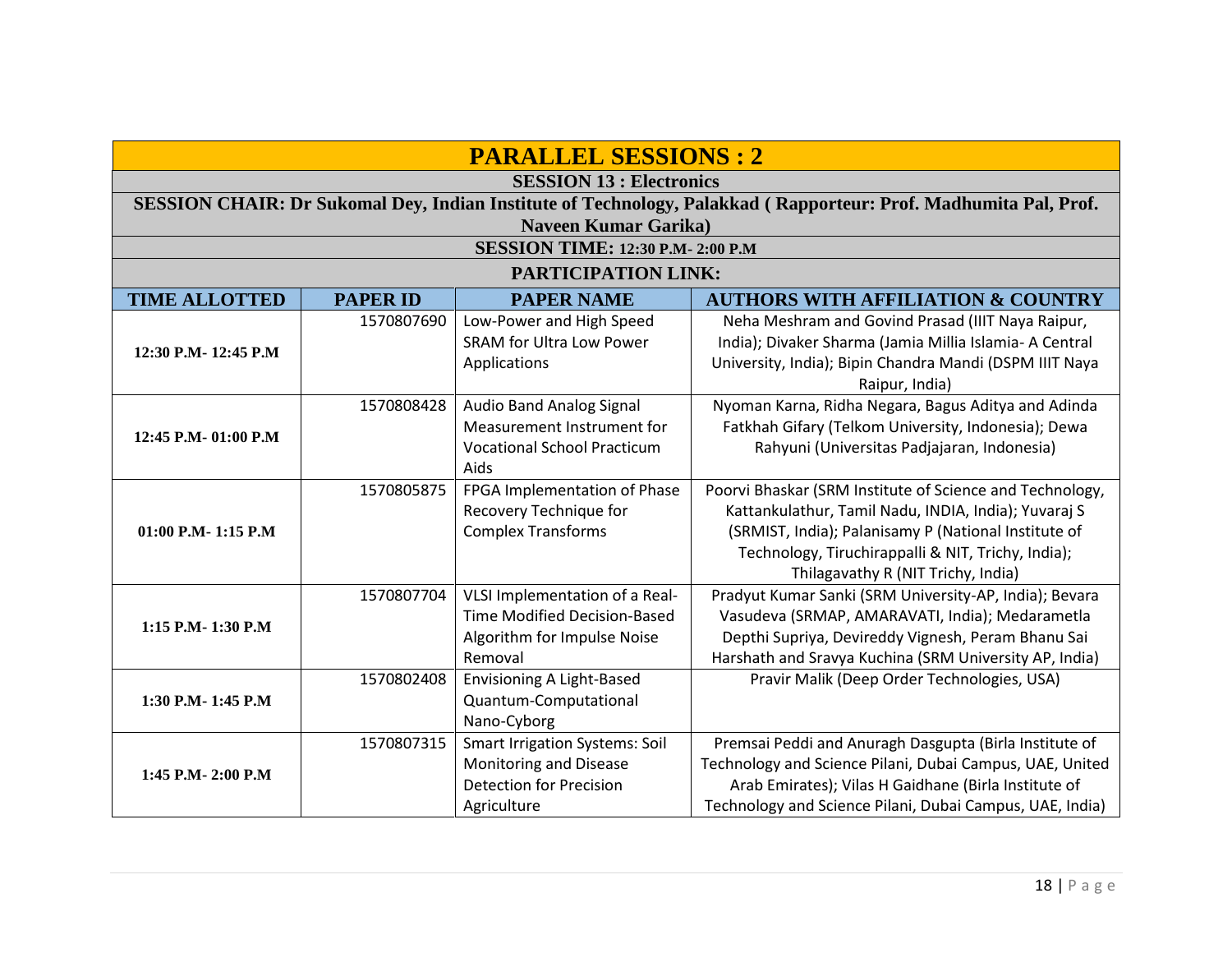# PARALLEL SESSIONS : 2

## SESSION 13 : Electronics

**SESSION CHAIR: Dr Sukomal Dey, Indian Institute of Technology, Palakkad ( Rapporteur: Prof. Madhumita Pal, Prof. Naveen Kumar Garika)**

**SESSION TIME: 12:30 P.M- 2:00 P.M**

**PARTICIPATION LINK:**

| TIME ALLOTTED | PAPER ID | PAPER NAME | AUTHORS WITH AFFILIATION & COUNTRY |
|---|---|---|---|
| 12:30 P.M- 12:45 P.M | 1570807690 | Low-Power and High Speed SRAM for Ultra Low Power Applications | Neha Meshram and Govind Prasad (IIIT Naya Raipur, India); Divaker Sharma (Jamia Millia Islamia- A Central University, India); Bipin Chandra Mandi (DSPM IIIT Naya Raipur, India) |
| 12:45 P.M- 01:00 P.M | 1570808428 | Audio Band Analog Signal Measurement Instrument for Vocational School Practicum Aids | Nyoman Karna, Ridha Negara, Bagus Aditya and Adinda Fatkhah Gifary (Telkom University, Indonesia); Dewa Rahyuni (Universitas Padjajaran, Indonesia) |
| 01:00 P.M- 1:15 P.M | 1570805875 | FPGA Implementation of Phase Recovery Technique for Complex Transforms | Poorvi Bhaskar (SRM Institute of Science and Technology, Kattankulathur, Tamil Nadu, INDIA, India); Yuvaraj S (SRMIST, India); Palanisamy P (National Institute of Technology, Tiruchirappalli & NIT, Trichy, India); Thilagavathy R (NIT Trichy, India) |
| 1:15 P.M- 1:30 P.M | 1570807704 | VLSI Implementation of a Real-Time Modified Decision-Based Algorithm for Impulse Noise Removal | Pradyut Kumar Sanki (SRM University-AP, India); Bevara Vasudeva (SRMAP, AMARAVATI, India); Medarametla Depthi Supriya, Devireddy Vignesh, Peram Bhanu Sai Harshath and Sravya Kuchina (SRM University AP, India) |
| 1:30 P.M- 1:45 P.M | 1570802408 | Envisioning A Light-Based Quantum-Computational Nano-Cyborg | Pravir Malik (Deep Order Technologies, USA) |
| 1:45 P.M- 2:00 P.M | 1570807315 | Smart Irrigation Systems: Soil Monitoring and Disease Detection for Precision Agriculture | Premsai Peddi and Anuragh Dasgupta (Birla Institute of Technology and Science Pilani, Dubai Campus, UAE, United Arab Emirates); Vilas H Gaidhane (Birla Institute of Technology and Science Pilani, Dubai Campus, UAE, India) |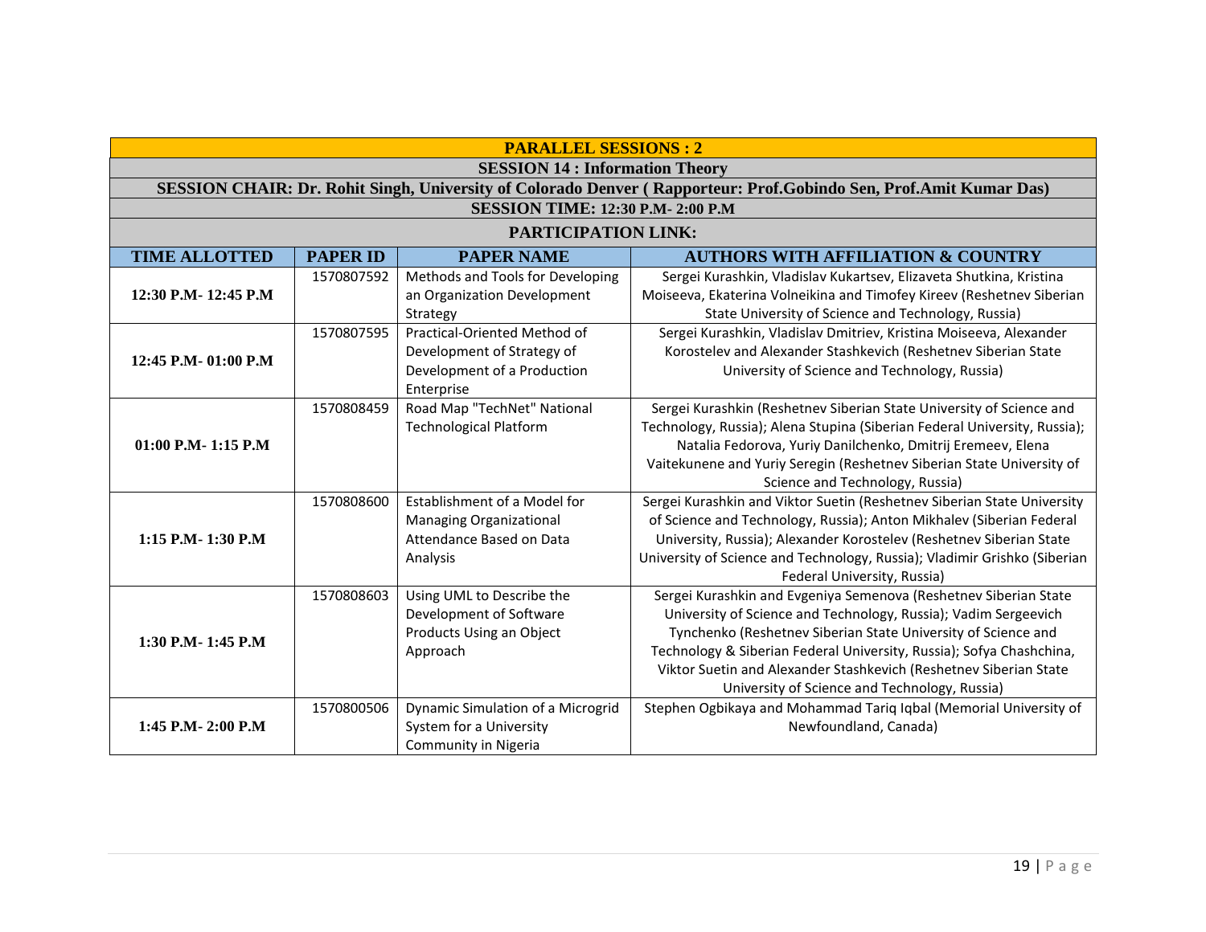**PARALLEL SESSIONS : 2**

**SESSION 14 : Information Theory**

**SESSION CHAIR: Dr. Rohit Singh, University of Colorado Denver ( Rapporteur: Prof.Gobindo Sen, Prof.Amit Kumar Das)**

**SESSION TIME: 12:30 P.M- 2:00 P.M**

**PARTICIPATION LINK:**

| TIME ALLOTTED | PAPER ID | PAPER NAME | AUTHORS WITH AFFILIATION & COUNTRY |
|---|---|---|---|
| 12:30 P.M- 12:45 P.M | 1570807592 | Methods and Tools for Developing an Organization Development Strategy | Sergei Kurashkin, Vladislav Kukartsev, Elizaveta Shutkina, Kristina Moiseeva, Ekaterina Volneikina and Timofey Kireev (Reshetnev Siberian State University of Science and Technology, Russia) |
| 12:45 P.M- 01:00 P.M | 1570807595 | Practical-Oriented Method of Development of Strategy of Development of a Production Enterprise | Sergei Kurashkin, Vladislav Dmitriev, Kristina Moiseeva, Alexander Korostelev and Alexander Stashkevich (Reshetnev Siberian State University of Science and Technology, Russia) |
| 01:00 P.M- 1:15 P.M | 1570808459 | Road Map "TechNet" National Technological Platform | Sergei Kurashkin (Reshetnev Siberian State University of Science and Technology, Russia); Alena Stupina (Siberian Federal University, Russia); Natalia Fedorova, Yuriy Danilchenko, Dmitrij Eremeev, Elena Vaitekunene and Yuriy Seregin (Reshetnev Siberian State University of Science and Technology, Russia) |
| 1:15 P.M- 1:30 P.M | 1570808600 | Establishment of a Model for Managing Organizational Attendance Based on Data Analysis | Sergei Kurashkin and Viktor Suetin (Reshetnev Siberian State University of Science and Technology, Russia); Anton Mikhalev (Siberian Federal University, Russia); Alexander Korostelev (Reshetnev Siberian State University of Science and Technology, Russia); Vladimir Grishko (Siberian Federal University, Russia) |
| 1:30 P.M- 1:45 P.M | 1570808603 | Using UML to Describe the Development of Software Products Using an Object Approach | Sergei Kurashkin and Evgeniya Semenova (Reshetnev Siberian State University of Science and Technology, Russia); Vadim Sergeevich Tynchenko (Reshetnev Siberian State University of Science and Technology & Siberian Federal University, Russia); Sofya Chashchina, Viktor Suetin and Alexander Stashkevich (Reshetnev Siberian State University of Science and Technology, Russia) |
| 1:45 P.M- 2:00 P.M | 1570800506 | Dynamic Simulation of a Microgrid System for a University Community in Nigeria | Stephen Ogbikaya and Mohammad Tariq Iqbal (Memorial University of Newfoundland, Canada) |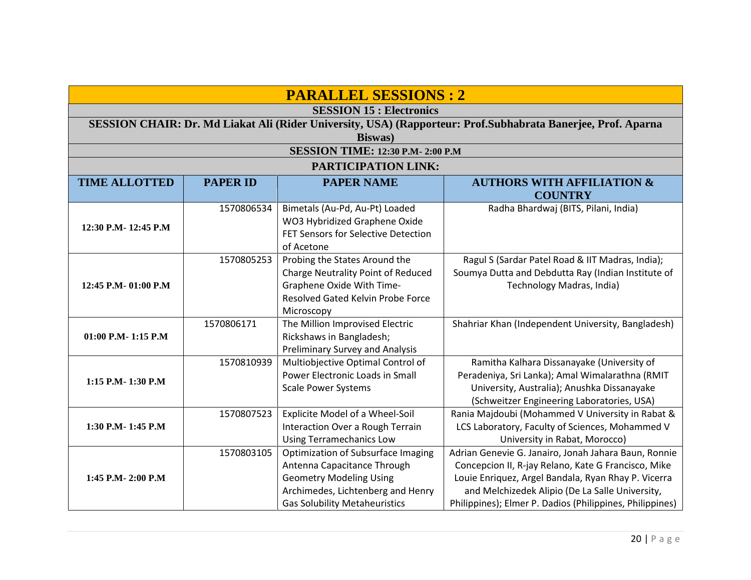# PARALLEL SESSIONS : 2

## SESSION 15 : Electronics

**SESSION CHAIR: Dr. Md Liakat Ali (Rider University, USA) (Rapporteur: Prof.Subhabrata Banerjee, Prof. Aparna Biswas)**

**SESSION TIME: 12:30 P.M- 2:00 P.M**

**PARTICIPATION LINK:**

| TIME ALLOTTED | PAPER ID | PAPER NAME | AUTHORS WITH AFFILIATION & COUNTRY |
|---|---|---|---|
| 12:30 P.M- 12:45 P.M | 1570806534 | Bimetals (Au-Pd, Au-Pt) Loaded $WO_3$ Hybridized Graphene Oxide FET Sensors for Selective Detection of Acetone | Radha Bhardwaj (BITS, Pilani, India) |
| 12:45 P.M- 01:00 P.M | 1570805253 | Probing the States Around the Charge Neutrality Point of Reduced Graphene Oxide With Time-Resolved Gated Kelvin Probe Force Microscopy | Ragul S (Sardar Patel Road & IIT Madras, India); Soumya Dutta and Debdutta Ray (Indian Institute of Technology Madras, India) |
| 01:00 P.M- 1:15 P.M | 1570806171 | The Million Improvised Electric Rickshaws in Bangladesh; Preliminary Survey and Analysis | Shahriar Khan (Independent University, Bangladesh) |
| 1:15 P.M- 1:30 P.M | 1570810939 | Multiobjective Optimal Control of Power Electronic Loads in Small Scale Power Systems | Ramitha Kalhara Dissanayake (University of Peradeniya, Sri Lanka); Amal Wimalarathna (RMIT University, Australia); Anushka Dissanayake (Schweitzer Engineering Laboratories, USA) |
| 1:30 P.M- 1:45 P.M | 1570807523 | Explicite Model of a Wheel-Soil Interaction Over a Rough Terrain Using Terramechanics Low | Rania Majdoubi (Mohammed V University in Rabat & LCS Laboratory, Faculty of Sciences, Mohammed V University in Rabat, Morocco) |
| 1:45 P.M- 2:00 P.M | 1570803105 | Optimization of Subsurface Imaging Antenna Capacitance Through Geometry Modeling Using Archimedes, Lichtenberg and Henry Gas Solubility Metaheuristics | Adrian Genevie G. Janairo, Jonah Jahara Baun, Ronnie Concepcion II, R-jay Relano, Kate G Francisco, Mike Louie Enriquez, Argel Bandala, Ryan Rhay P. Vicerra and Melchizedek Alipio (De La Salle University, Philippines); Elmer P. Dadios (Philippines, Philippines) |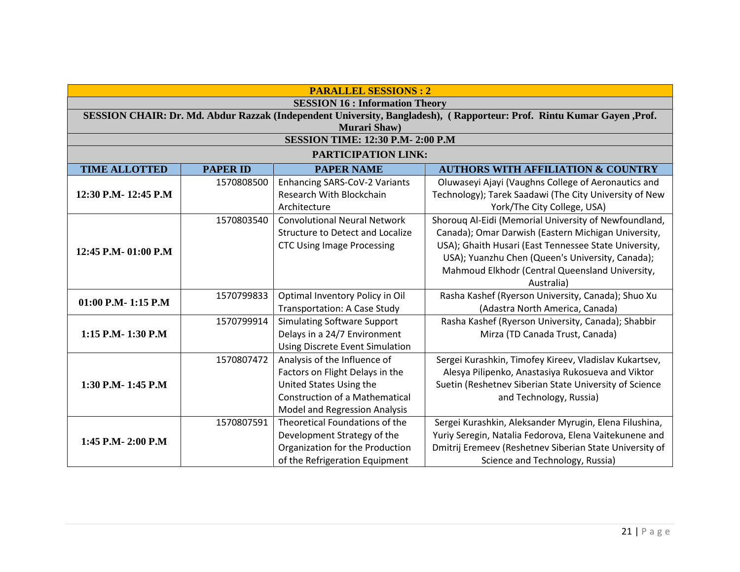| PARALLEL SESSIONS : 2 | | | |
|---|---|---|---|
| **SESSION 16 : Information Theory** | | | |
| **SESSION CHAIR: Dr. Md. Abdur Razzak (Independent University, Bangladesh), ( Rapporteur: Prof. Rintu Kumar Gayen ,Prof. Murari Shaw)** | | | |
| **SESSION TIME: 12:30 P.M- 2:00 P.M** | | | |
| **PARTICIPATION LINK:** | | | |
| **TIME ALLOTTED** | **PAPER ID** | **PAPER NAME** | **AUTHORS WITH AFFILIATION & COUNTRY** |
| **12:30 P.M- 12:45 P.M** | 1570808500 | Enhancing SARS-CoV-2 Variants Research With Blockchain Architecture | Oluwaseyi Ajayi (Vaughns College of Aeronautics and Technology); Tarek Saadawi (The City University of New York/The City College, USA) |
| **12:45 P.M- 01:00 P.M** | 1570803540 | Convolutional Neural Network Structure to Detect and Localize CTC Using Image Processing | Shorouq Al-Eidi (Memorial University of Newfoundland, Canada); Omar Darwish (Eastern Michigan University, USA); Ghaith Husari (East Tennessee State University, USA); Yuanzhu Chen (Queen's University, Canada); Mahmoud Elkhodr (Central Queensland University, Australia) |
| **01:00 P.M- 1:15 P.M** | 1570799833 | Optimal Inventory Policy in Oil Transportation: A Case Study | Rasha Kashef (Ryerson University, Canada); Shuo Xu (Adastra North America, Canada) |
| **1:15 P.M- 1:30 P.M** | 1570799914 | Simulating Software Support Delays in a 24/7 Environment Using Discrete Event Simulation | Rasha Kashef (Ryerson University, Canada); Shabbir Mirza (TD Canada Trust, Canada) |
| **1:30 P.M- 1:45 P.M** | 1570807472 | Analysis of the Influence of Factors on Flight Delays in the United States Using the Construction of a Mathematical Model and Regression Analysis | Sergei Kurashkin, Timofey Kireev, Vladislav Kukartsev, Alesya Pilipenko, Anastasiya Rukosueva and Viktor Suetin (Reshetnev Siberian State University of Science and Technology, Russia) |
| **1:45 P.M- 2:00 P.M** | 1570807591 | Theoretical Foundations of the Development Strategy of the Organization for the Production of the Refrigeration Equipment | Sergei Kurashkin, Aleksander Myrugin, Elena Filushina, Yuriy Seregin, Natalia Fedorova, Elena Vaitekunene and Dmitrij Eremeev (Reshetnev Siberian State University of Science and Technology, Russia) |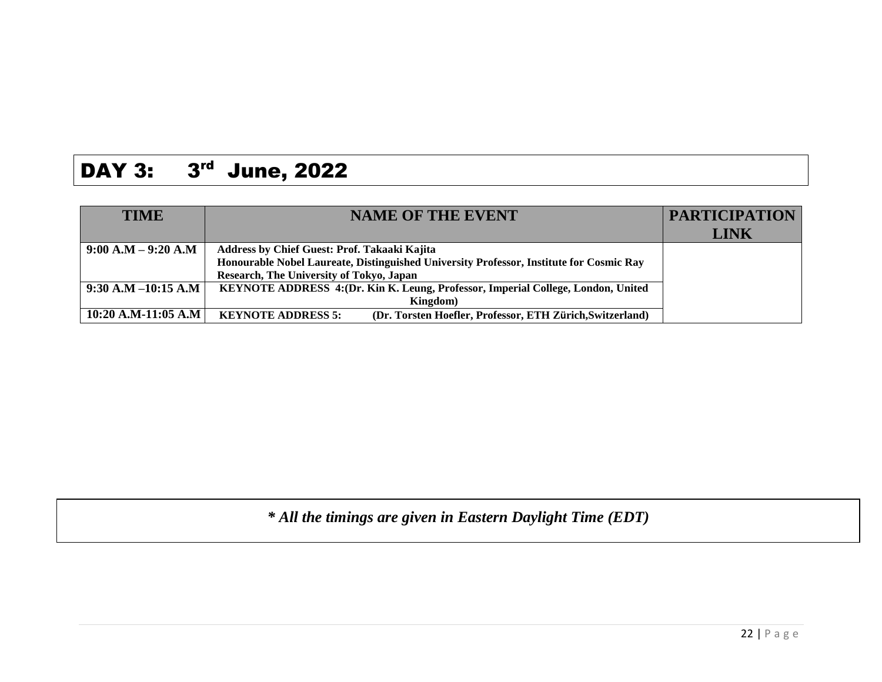# DAY 3: 3rd June, 2022

| TIME | NAME OF THE EVENT | PARTICIPATION LINK |
|---|---|---|
| 9:00 A.M – 9:20 A.M | **Address by Chief Guest: Prof. Takaaki Kajita**<br>**Honourable Nobel Laureate, Distinguished University Professor, Institute for Cosmic Ray Research, The University of Tokyo, Japan** | |
| 9:30 A.M –10:15 A.M | **KEYNOTE ADDRESS 4:(Dr. Kin K. Leung, Professor, Imperial College, London, United Kingdom)** | |
| 10:20 A.M-11:05 A.M | **KEYNOTE ADDRESS 5: (Dr. Torsten Hoefler, Professor, ETH Zürich,Switzerland)** | |

***\* All the timings are given in Eastern Daylight Time (EDT)***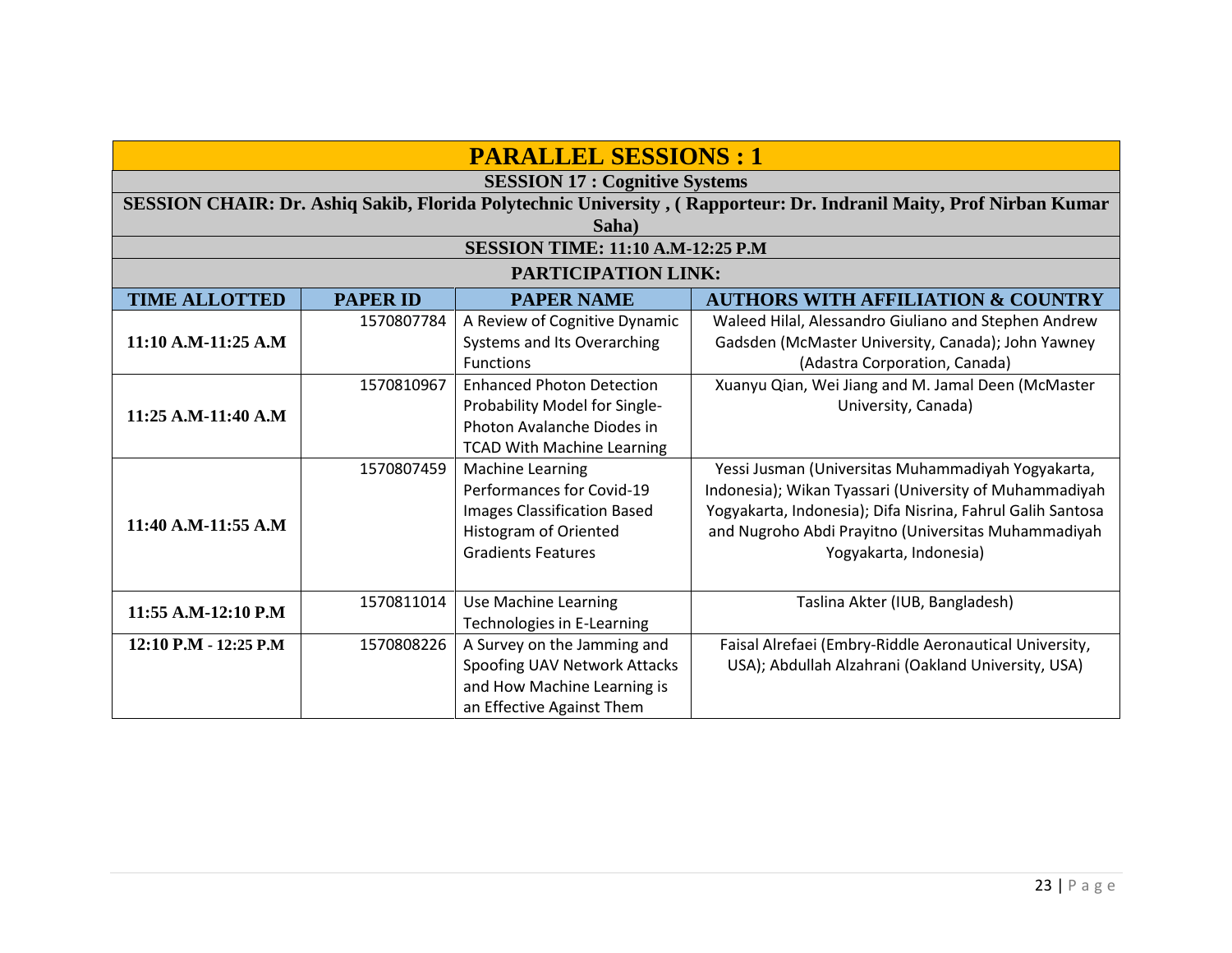## PARALLEL SESSIONS : 1

### SESSION 17 : Cognitive Systems

**SESSION CHAIR: Dr. Ashiq Sakib, Florida Polytechnic University , ( Rapporteur: Dr. Indranil Maity, Prof Nirban Kumar Saha)**

**SESSION TIME: 11:10 A.M-12:25 P.M**

**PARTICIPATION LINK:**

| TIME ALLOTTED | PAPER ID | PAPER NAME | AUTHORS WITH AFFILIATION & COUNTRY |
|---|---|---|---|
| **11:10 A.M-11:25 A.M** | 1570807784 | A Review of Cognitive Dynamic Systems and Its Overarching Functions | Waleed Hilal, Alessandro Giuliano and Stephen Andrew Gadsden (McMaster University, Canada); John Yawney (Adastra Corporation, Canada) |
| **11:25 A.M-11:40 A.M** | 1570810967 | Enhanced Photon Detection Probability Model for Single-Photon Avalanche Diodes in TCAD With Machine Learning | Xuanyu Qian, Wei Jiang and M. Jamal Deen (McMaster University, Canada) |
| **11:40 A.M-11:55 A.M** | 1570807459 | Machine Learning Performances for Covid-19 Images Classification Based Histogram of Oriented Gradients Features | Yessi Jusman (Universitas Muhammadiyah Yogyakarta, Indonesia); Wikan Tyassari (University of Muhammadiyah Yogyakarta, Indonesia); Difa Nisrina, Fahrul Galih Santosa and Nugroho Abdi Prayitno (Universitas Muhammadiyah Yogyakarta, Indonesia) |
| **11:55 A.M-12:10 P.M** | 1570811014 | Use Machine Learning Technologies in E-Learning | Taslina Akter (IUB, Bangladesh) |
| **12:10 P.M - 12:25 P.M** | 1570808226 | A Survey on the Jamming and Spoofing UAV Network Attacks and How Machine Learning is an Effective Against Them | Faisal Alrefaei (Embry-Riddle Aeronautical University, USA); Abdullah Alzahrani (Oakland University, USA) |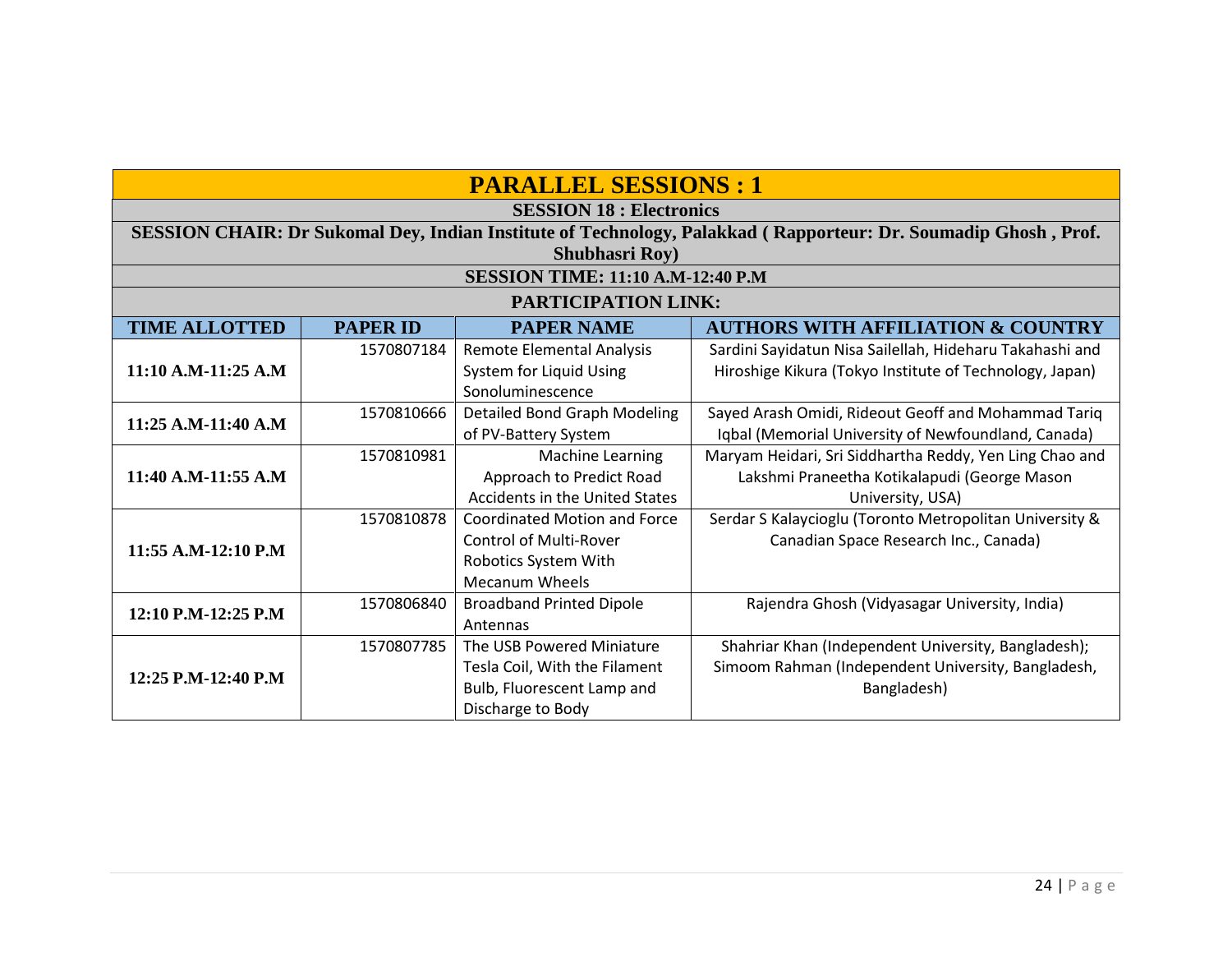## PARALLEL SESSIONS : 1

### SESSION 18 : Electronics

**SESSION CHAIR: Dr Sukomal Dey, Indian Institute of Technology, Palakkad ( Rapporteur: Dr. Soumadip Ghosh , Prof. Shubhasri Roy)**

**SESSION TIME: 11:10 A.M-12:40 P.M**

**PARTICIPATION LINK:**

| TIME ALLOTTED | PAPER ID | PAPER NAME | AUTHORS WITH AFFILIATION & COUNTRY |
|---|---|---|---|
| 11:10 A.M-11:25 A.M | 1570807184 | Remote Elemental Analysis System for Liquid Using Sonoluminescence | Sardini Sayidatun Nisa Sailellah, Hideharu Takahashi and Hiroshige Kikura (Tokyo Institute of Technology, Japan) |
| 11:25 A.M-11:40 A.M | 1570810666 | Detailed Bond Graph Modeling of PV-Battery System | Sayed Arash Omidi, Rideout Geoff and Mohammad Tariq Iqbal (Memorial University of Newfoundland, Canada) |
| 11:40 A.M-11:55 A.M | 1570810981 | Machine Learning Approach to Predict Road Accidents in the United States | Maryam Heidari, Sri Siddhartha Reddy, Yen Ling Chao and Lakshmi Praneetha Kotikalapudi (George Mason University, USA) |
| 11:55 A.M-12:10 P.M | 1570810878 | Coordinated Motion and Force Control of Multi-Rover Robotics System With Mecanum Wheels | Serdar S Kalaycioglu (Toronto Metropolitan University & Canadian Space Research Inc., Canada) |
| 12:10 P.M-12:25 P.M | 1570806840 | Broadband Printed Dipole Antennas | Rajendra Ghosh (Vidyasagar University, India) |
| 12:25 P.M-12:40 P.M | 1570807785 | The USB Powered Miniature Tesla Coil, With the Filament Bulb, Fluorescent Lamp and Discharge to Body | Shahriar Khan (Independent University, Bangladesh); Simoom Rahman (Independent University, Bangladesh, Bangladesh) |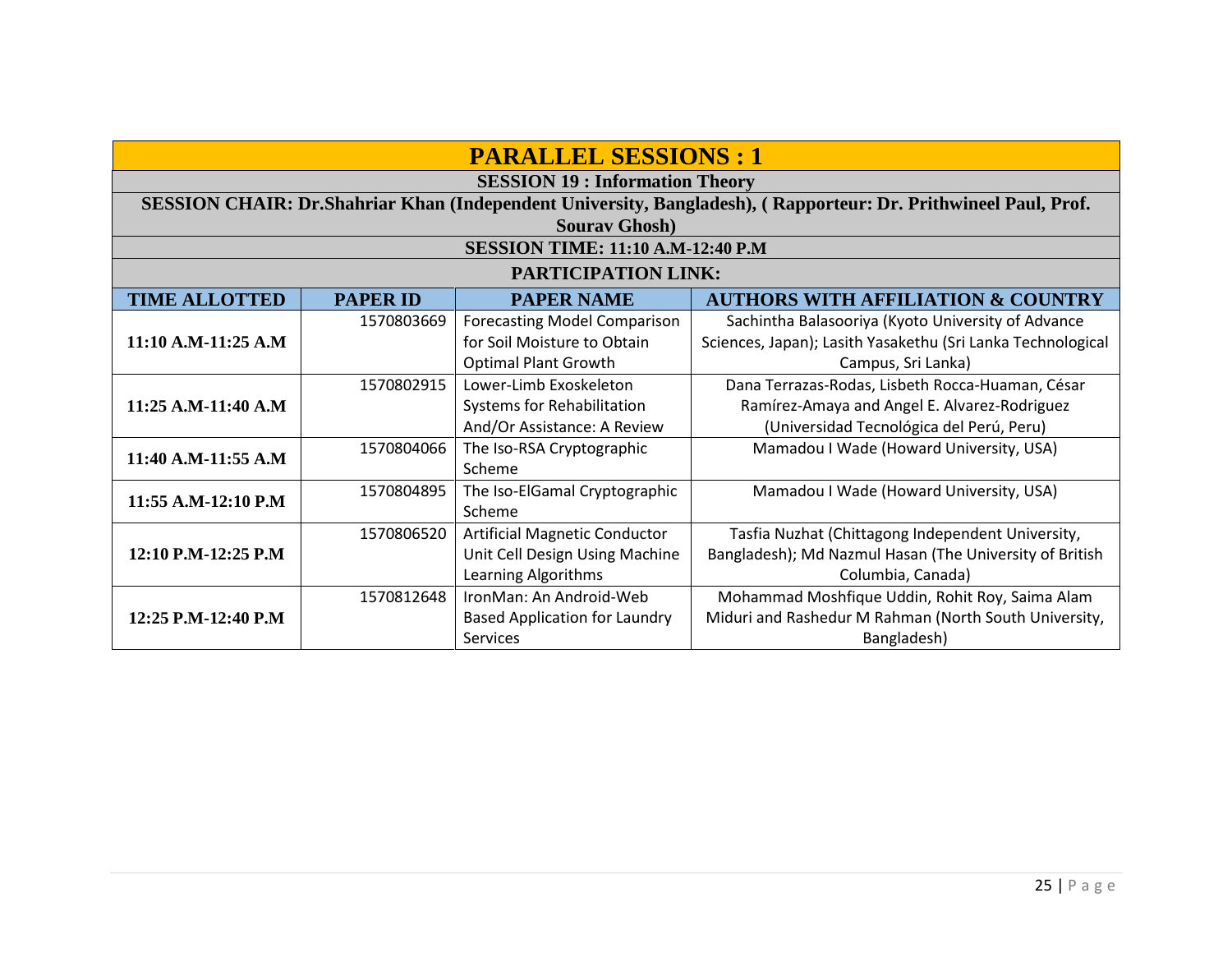# PARALLEL SESSIONS : 1

**SESSION 19 : Information Theory**

**SESSION CHAIR: Dr.Shahriar Khan (Independent University, Bangladesh), ( Rapporteur: Dr. Prithwineel Paul, Prof. Sourav Ghosh)**

**SESSION TIME: 11:10 A.M-12:40 P.M**

**PARTICIPATION LINK:**

| TIME ALLOTTED | PAPER ID | PAPER NAME | AUTHORS WITH AFFILIATION & COUNTRY |
|---|---|---|---|
| 11:10 A.M-11:25 A.M | 1570803669 | Forecasting Model Comparison for Soil Moisture to Obtain Optimal Plant Growth | Sachintha Balasooriya (Kyoto University of Advance Sciences, Japan); Lasith Yasakethu (Sri Lanka Technological Campus, Sri Lanka) |
| 11:25 A.M-11:40 A.M | 1570802915 | Lower-Limb Exoskeleton Systems for Rehabilitation And/Or Assistance: A Review | Dana Terrazas-Rodas, Lisbeth Rocca-Huaman, César Ramírez-Amaya and Angel E. Alvarez-Rodriguez (Universidad Tecnológica del Perú, Peru) |
| 11:40 A.M-11:55 A.M | 1570804066 | The Iso-RSA Cryptographic Scheme | Mamadou I Wade (Howard University, USA) |
| 11:55 A.M-12:10 P.M | 1570804895 | The Iso-ElGamal Cryptographic Scheme | Mamadou I Wade (Howard University, USA) |
| 12:10 P.M-12:25 P.M | 1570806520 | Artificial Magnetic Conductor Unit Cell Design Using Machine Learning Algorithms | Tasfia Nuzhat (Chittagong Independent University, Bangladesh); Md Nazmul Hasan (The University of British Columbia, Canada) |
| 12:25 P.M-12:40 P.M | 1570812648 | IronMan: An Android-Web Based Application for Laundry Services | Mohammad Moshfique Uddin, Rohit Roy, Saima Alam Miduri and Rashedur M Rahman (North South University, Bangladesh) |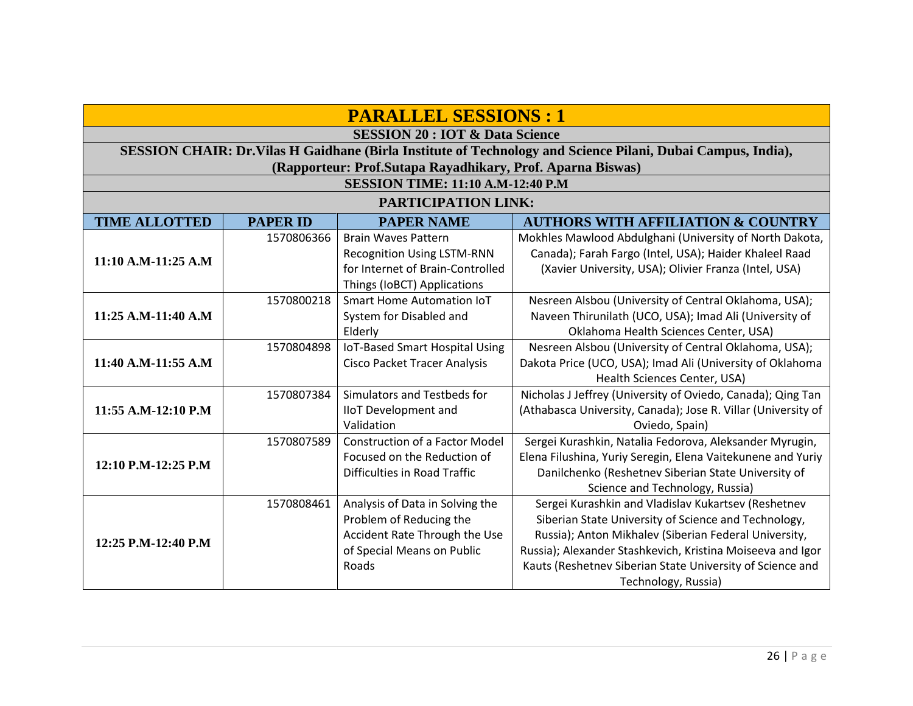# PARALLEL SESSIONS : 1

## SESSION 20 : IOT & Data Science

**SESSION CHAIR: Dr.Vilas H Gaidhane (Birla Institute of Technology and Science Pilani, Dubai Campus, India), (Rapporteur: Prof.Sutapa Rayadhikary, Prof. Aparna Biswas)**

**SESSION TIME: 11:10 A.M-12:40 P.M**

**PARTICIPATION LINK:**

| TIME ALLOTTED | PAPER ID | PAPER NAME | AUTHORS WITH AFFILIATION & COUNTRY |
|---|---|---|---|
| 11:10 A.M-11:25 A.M | 1570806366 | Brain Waves Pattern Recognition Using LSTM-RNN for Internet of Brain-Controlled Things (IoBCT) Applications | Mokhles Mawlood Abdulghani (University of North Dakota, Canada); Farah Fargo (Intel, USA); Haider Khaleel Raad (Xavier University, USA); Olivier Franza (Intel, USA) |
| 11:25 A.M-11:40 A.M | 1570800218 | Smart Home Automation IoT System for Disabled and Elderly | Nesreen Alsbou (University of Central Oklahoma, USA); Naveen Thirunilath (UCO, USA); Imad Ali (University of Oklahoma Health Sciences Center, USA) |
| 11:40 A.M-11:55 A.M | 1570804898 | IoT-Based Smart Hospital Using Cisco Packet Tracer Analysis | Nesreen Alsbou (University of Central Oklahoma, USA); Dakota Price (UCO, USA); Imad Ali (University of Oklahoma Health Sciences Center, USA) |
| 11:55 A.M-12:10 P.M | 1570807384 | Simulators and Testbeds for IIoT Development and Validation | Nicholas J Jeffrey (University of Oviedo, Canada); Qing Tan (Athabasca University, Canada); Jose R. Villar (University of Oviedo, Spain) |
| 12:10 P.M-12:25 P.M | 1570807589 | Construction of a Factor Model Focused on the Reduction of Difficulties in Road Traffic | Sergei Kurashkin, Natalia Fedorova, Aleksander Myrugin, Elena Filushina, Yuriy Seregin, Elena Vaitekunene and Yuriy Danilchenko (Reshetnev Siberian State University of Science and Technology, Russia) |
| 12:25 P.M-12:40 P.M | 1570808461 | Analysis of Data in Solving the Problem of Reducing the Accident Rate Through the Use of Special Means on Public Roads | Sergei Kurashkin and Vladislav Kukartsev (Reshetnev Siberian State University of Science and Technology, Russia); Anton Mikhalev (Siberian Federal University, Russia); Alexander Stashkevich, Kristina Moiseeva and Igor Kauts (Reshetnev Siberian State University of Science and Technology, Russia) |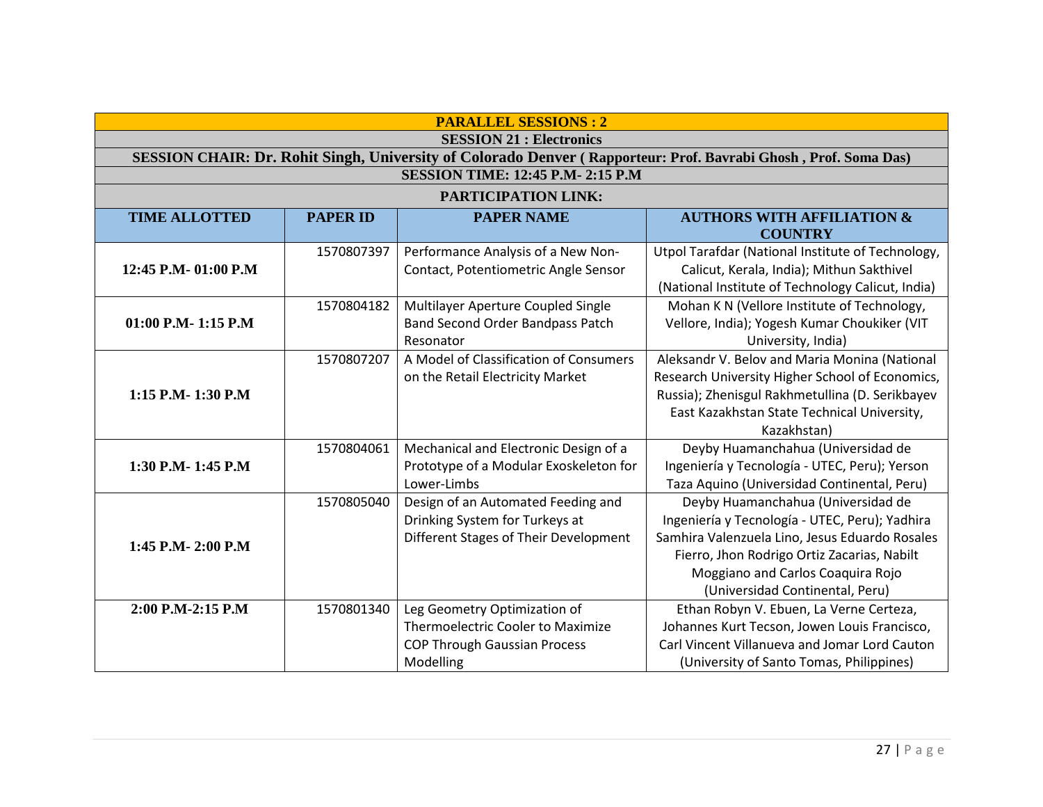| PARALLEL SESSIONS : 2 | | | |
|---|---|---|---|
| **SESSION 21 : Electronics** | | | |
| **SESSION CHAIR: Dr. Rohit Singh, University of Colorado Denver ( Rapporteur: Prof. Bavrabi Ghosh , Prof. Soma Das)** | | | |
| **SESSION TIME: 12:45 P.M- 2:15 P.M** | | | |
| **PARTICIPATION LINK:** | | | |
| **TIME ALLOTTED** | **PAPER ID** | **PAPER NAME** | **AUTHORS WITH AFFILIATION & COUNTRY** |
| **12:45 P.M- 01:00 P.M** | 1570807397 | Performance Analysis of a New Non-Contact, Potentiometric Angle Sensor | Utpol Tarafdar (National Institute of Technology, Calicut, Kerala, India); Mithun Sakthivel (National Institute of Technology Calicut, India) |
| **01:00 P.M- 1:15 P.M** | 1570804182 | Multilayer Aperture Coupled Single Band Second Order Bandpass Patch Resonator | Mohan K N (Vellore Institute of Technology, Vellore, India); Yogesh Kumar Choukiker (VIT University, India) |
| **1:15 P.M- 1:30 P.M** | 1570807207 | A Model of Classification of Consumers on the Retail Electricity Market | Aleksandr V. Belov and Maria Monina (National Research University Higher School of Economics, Russia); Zhenisgul Rakhmetullina (D. Serikbayev East Kazakhstan State Technical University, Kazakhstan) |
| **1:30 P.M- 1:45 P.M** | 1570804061 | Mechanical and Electronic Design of a Prototype of a Modular Exoskeleton for Lower-Limbs | Deyby Huamanchahua (Universidad de Ingeniería y Tecnología - UTEC, Peru); Yerson Taza Aquino (Universidad Continental, Peru) |
| **1:45 P.M- 2:00 P.M** | 1570805040 | Design of an Automated Feeding and Drinking System for Turkeys at Different Stages of Their Development | Deyby Huamanchahua (Universidad de Ingeniería y Tecnología - UTEC, Peru); Yadhira Samhira Valenzuela Lino, Jesus Eduardo Rosales Fierro, Jhon Rodrigo Ortiz Zacarias, Nabilt Moggiano and Carlos Coaquira Rojo (Universidad Continental, Peru) |
| **2:00 P.M-2:15 P.M** | 1570801340 | Leg Geometry Optimization of Thermoelectric Cooler to Maximize COP Through Gaussian Process Modelling | Ethan Robyn V. Ebuen, La Verne Certeza, Johannes Kurt Tecson, Jowen Louis Francisco, Carl Vincent Villanueva and Jomar Lord Cauton (University of Santo Tomas, Philippines) |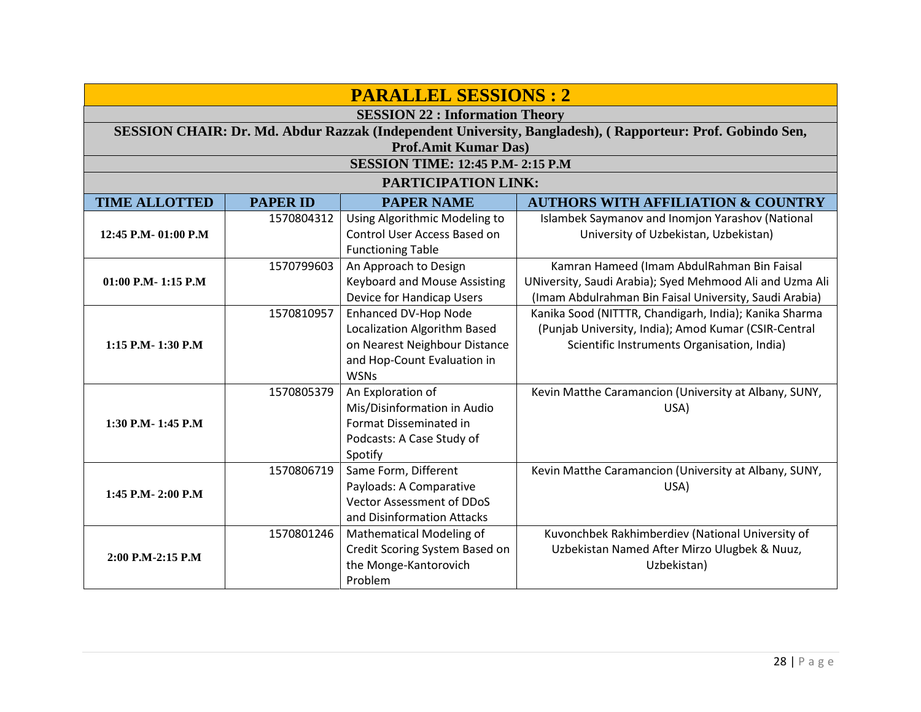# PARALLEL SESSIONS : 2

## SESSION 22 : Information Theory

**SESSION CHAIR: Dr. Md. Abdur Razzak (Independent University, Bangladesh), ( Rapporteur: Prof. Gobindo Sen, Prof.Amit Kumar Das)**

**SESSION TIME: 12:45 P.M- 2:15 P.M**

**PARTICIPATION LINK:**

| TIME ALLOTTED | PAPER ID | PAPER NAME | AUTHORS WITH AFFILIATION & COUNTRY |
|---|---|---|---|
| 12:45 P.M- 01:00 P.M | 1570804312 | Using Algorithmic Modeling to Control User Access Based on Functioning Table | Islambek Saymanov and Inomjon Yarashov (National University of Uzbekistan, Uzbekistan) |
| 01:00 P.M- 1:15 P.M | 1570799603 | An Approach to Design Keyboard and Mouse Assisting Device for Handicap Users | Kamran Hameed (Imam AbdulRahman Bin Faisal UNiversity, Saudi Arabia); Syed Mehmood Ali and Uzma Ali (Imam Abdulrahman Bin Faisal University, Saudi Arabia) |
| 1:15 P.M- 1:30 P.M | 1570810957 | Enhanced DV-Hop Node Localization Algorithm Based on Nearest Neighbour Distance and Hop-Count Evaluation in WSNs | Kanika Sood (NITTTR, Chandigarh, India); Kanika Sharma (Punjab University, India); Amod Kumar (CSIR-Central Scientific Instruments Organisation, India) |
| 1:30 P.M- 1:45 P.M | 1570805379 | An Exploration of Mis/Disinformation in Audio Format Disseminated in Podcasts: A Case Study of Spotify | Kevin Matthe Caramancion (University at Albany, SUNY, USA) |
| 1:45 P.M- 2:00 P.M | 1570806719 | Same Form, Different Payloads: A Comparative Vector Assessment of DDoS and Disinformation Attacks | Kevin Matthe Caramancion (University at Albany, SUNY, USA) |
| 2:00 P.M-2:15 P.M | 1570801246 | Mathematical Modeling of Credit Scoring System Based on the Monge-Kantorovich Problem | Kuvonchbek Rakhimberdiev (National University of Uzbekistan Named After Mirzo Ulugbek & Nuuz, Uzbekistan) |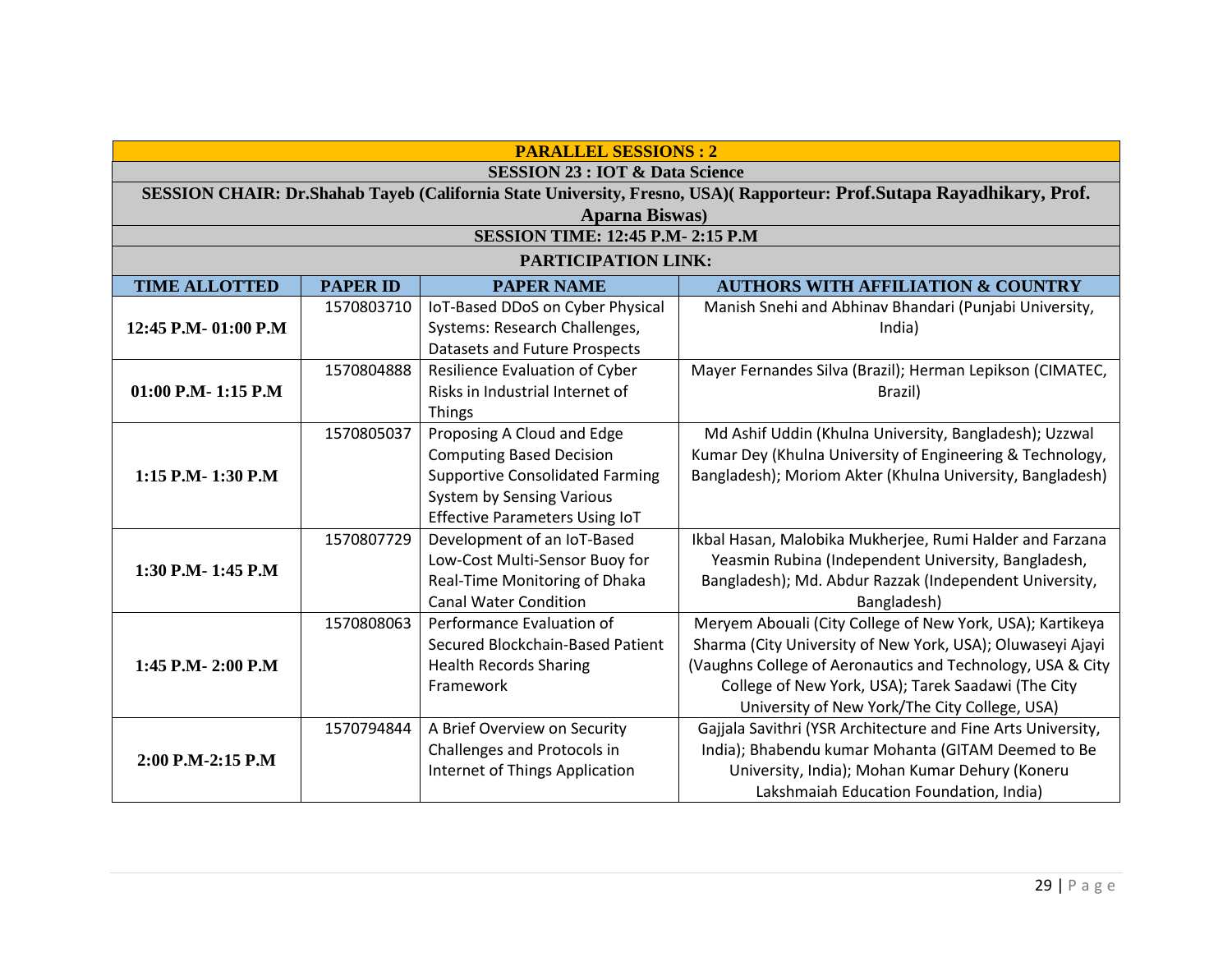| PARALLEL SESSIONS : 2 | | | |
|---|---|---|---|
| **SESSION 23 : IOT & Data Science** | | | |
| **SESSION CHAIR: Dr.Shahab Tayeb (California State University, Fresno, USA)( Rapporteur: Prof.Sutapa Rayadhikary, Prof. Aparna Biswas)** | | | |
| **SESSION TIME: 12:45 P.M- 2:15 P.M** | | | |
| **PARTICIPATION LINK:** | | | |
| **TIME ALLOTTED** | **PAPER ID** | **PAPER NAME** | **AUTHORS WITH AFFILIATION & COUNTRY** |
| **12:45 P.M- 01:00 P.M** | 1570803710 | IoT-Based DDoS on Cyber Physical Systems: Research Challenges, Datasets and Future Prospects | Manish Snehi and Abhinav Bhandari (Punjabi University, India) |
| **01:00 P.M- 1:15 P.M** | 1570804888 | Resilience Evaluation of Cyber Risks in Industrial Internet of Things | Mayer Fernandes Silva (Brazil); Herman Lepikson (CIMATEC, Brazil) |
| **1:15 P.M- 1:30 P.M** | 1570805037 | Proposing A Cloud and Edge Computing Based Decision Supportive Consolidated Farming System by Sensing Various Effective Parameters Using IoT | Md Ashif Uddin (Khulna University, Bangladesh); Uzzwal Kumar Dey (Khulna University of Engineering & Technology, Bangladesh); Moriom Akter (Khulna University, Bangladesh) |
| **1:30 P.M- 1:45 P.M** | 1570807729 | Development of an IoT-Based Low-Cost Multi-Sensor Buoy for Real-Time Monitoring of Dhaka Canal Water Condition | Ikbal Hasan, Malobika Mukherjee, Rumi Halder and Farzana Yeasmin Rubina (Independent University, Bangladesh, Bangladesh); Md. Abdur Razzak (Independent University, Bangladesh) |
| **1:45 P.M- 2:00 P.M** | 1570808063 | Performance Evaluation of Secured Blockchain-Based Patient Health Records Sharing Framework | Meryem Abouali (City College of New York, USA); Kartikeya Sharma (City University of New York, USA); Oluwaseyi Ajayi (Vaughns College of Aeronautics and Technology, USA & City College of New York, USA); Tarek Saadawi (The City University of New York/The City College, USA) |
| **2:00 P.M-2:15 P.M** | 1570794844 | A Brief Overview on Security Challenges and Protocols in Internet of Things Application | Gajjala Savithri (YSR Architecture and Fine Arts University, India); Bhabendu kumar Mohanta (GITAM Deemed to Be University, India); Mohan Kumar Dehury (Koneru Lakshmaiah Education Foundation, India) |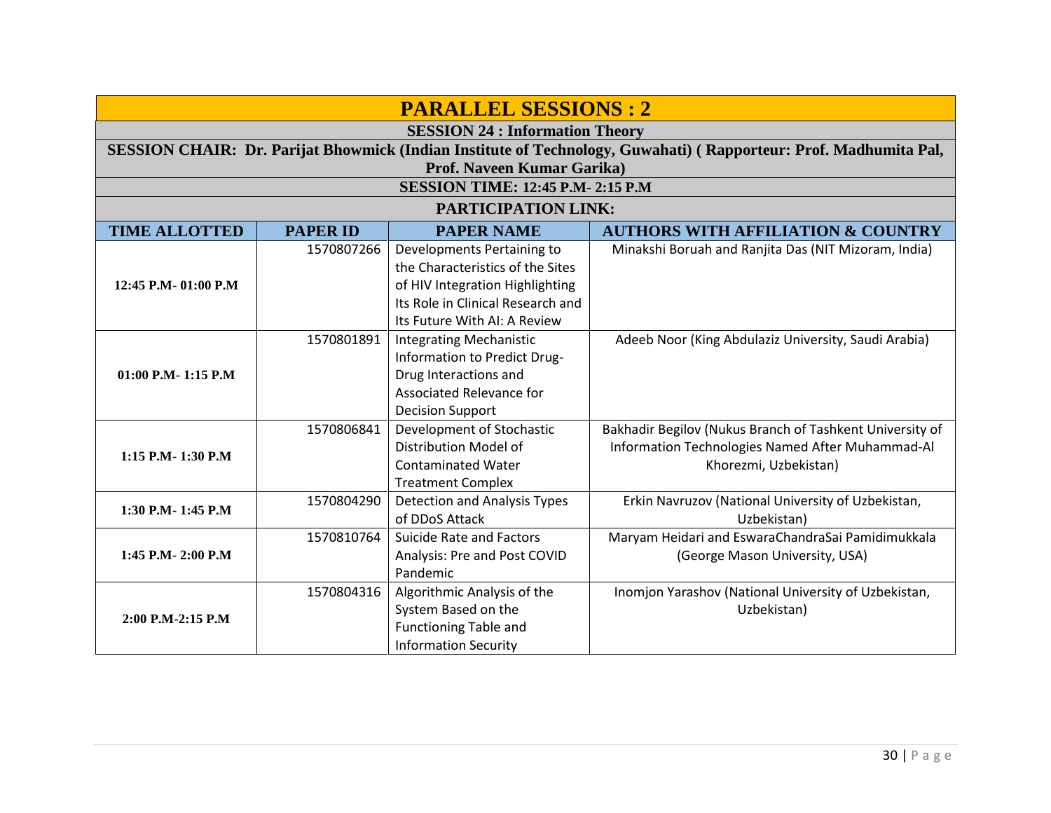# PARALLEL SESSIONS : 2

## SESSION 24 : Information Theory

**SESSION CHAIR: Dr. Parijat Bhowmick (Indian Institute of Technology, Guwahati) ( Rapporteur: Prof. Madhumita Pal, Prof. Naveen Kumar Garika)**

**SESSION TIME: 12:45 P.M- 2:15 P.M**

**PARTICIPATION LINK:**

| TIME ALLOTTED | PAPER ID | PAPER NAME | AUTHORS WITH AFFILIATION & COUNTRY |
|---|---|---|---|
| 12:45 P.M- 01:00 P.M | 1570807266 | Developments Pertaining to the Characteristics of the Sites of HIV Integration Highlighting Its Role in Clinical Research and Its Future With AI: A Review | Minakshi Boruah and Ranjita Das (NIT Mizoram, India) |
| 01:00 P.M- 1:15 P.M | 1570801891 | Integrating Mechanistic Information to Predict Drug-Drug Interactions and Associated Relevance for Decision Support | Adeeb Noor (King Abdulaziz University, Saudi Arabia) |
| 1:15 P.M- 1:30 P.M | 1570806841 | Development of Stochastic Distribution Model of Contaminated Water Treatment Complex | Bakhadir Begilov (Nukus Branch of Tashkent University of Information Technologies Named After Muhammad-Al Khorezmi, Uzbekistan) |
| 1:30 P.M- 1:45 P.M | 1570804290 | Detection and Analysis Types of DDoS Attack | Erkin Navruzov (National University of Uzbekistan, Uzbekistan) |
| 1:45 P.M- 2:00 P.M | 1570810764 | Suicide Rate and Factors Analysis: Pre and Post COVID Pandemic | Maryam Heidari and EswaraChandraSai Pamidimukkala (George Mason University, USA) |
| 2:00 P.M-2:15 P.M | 1570804316 | Algorithmic Analysis of the System Based on the Functioning Table and Information Security | Inomjon Yarashov (National University of Uzbekistan, Uzbekistan) |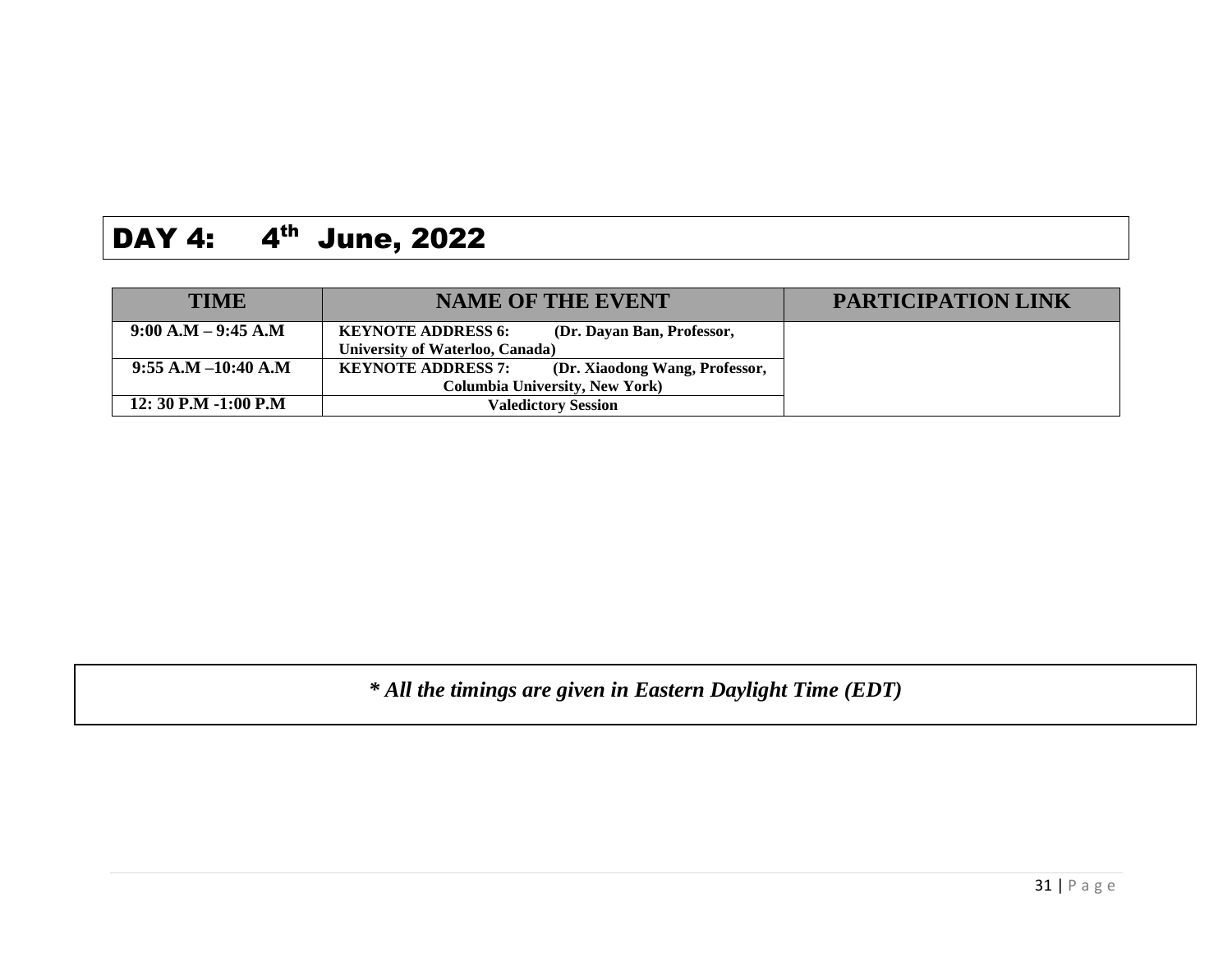# DAY 4: 4th June, 2022

| TIME | NAME OF THE EVENT | PARTICIPATION LINK |
|---|---|---|
| 9:00 A.M – 9:45 A.M | KEYNOTE ADDRESS 6: (Dr. Dayan Ban, Professor, University of Waterloo, Canada) | |
| 9:55 A.M –10:40 A.M | KEYNOTE ADDRESS 7: (Dr. Xiaodong Wang, Professor, Columbia University, New York) | |
| 12: 30 P.M -1:00 P.M | Valedictory Session | |

***\* All the timings are given in Eastern Daylight Time (EDT)***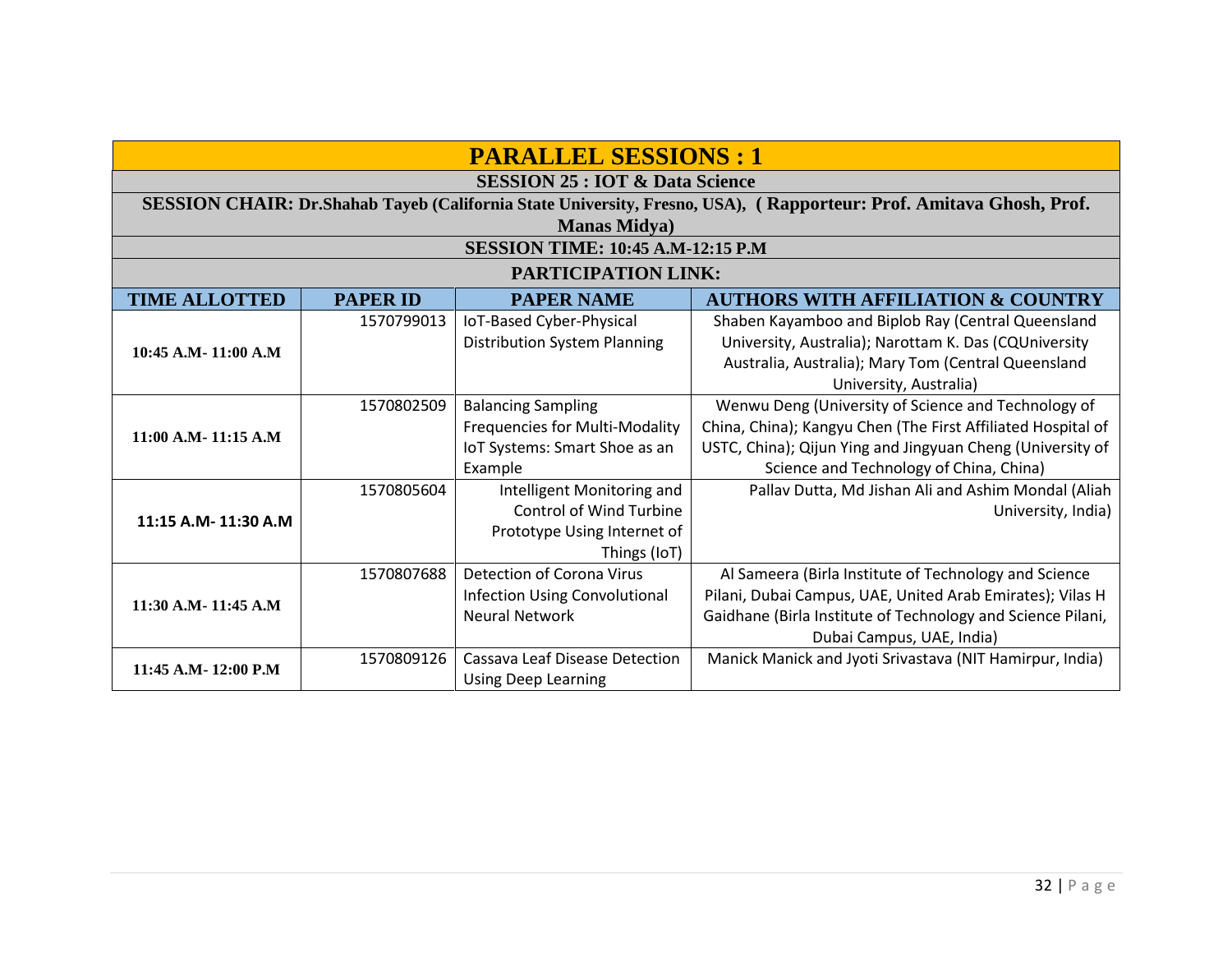# PARALLEL SESSIONS : 1

## SESSION 25 : IOT & Data Science

**SESSION CHAIR: Dr.Shahab Tayeb (California State University, Fresno, USA), ( Rapporteur: Prof. Amitava Ghosh, Prof. Manas Midya)**

**SESSION TIME: 10:45 A.M-12:15 P.M**

**PARTICIPATION LINK:**

| TIME ALLOTTED | PAPER ID | PAPER NAME | AUTHORS WITH AFFILIATION & COUNTRY |
|---|---|---|---|
| 10:45 A.M- 11:00 A.M | 1570799013 | IoT-Based Cyber-Physical Distribution System Planning | Shaben Kayamboo and Biplob Ray (Central Queensland University, Australia); Narottam K. Das (CQUniversity Australia, Australia); Mary Tom (Central Queensland University, Australia) |
| 11:00 A.M- 11:15 A.M | 1570802509 | Balancing Sampling Frequencies for Multi-Modality IoT Systems: Smart Shoe as an Example | Wenwu Deng (University of Science and Technology of China, China); Kangyu Chen (The First Affiliated Hospital of USTC, China); Qijun Ying and Jingyuan Cheng (University of Science and Technology of China, China) |
| 11:15 A.M- 11:30 A.M | 1570805604 | Intelligent Monitoring and Control of Wind Turbine Prototype Using Internet of Things (IoT) | Pallav Dutta, Md Jishan Ali and Ashim Mondal (Aliah University, India) |
| 11:30 A.M- 11:45 A.M | 1570807688 | Detection of Corona Virus Infection Using Convolutional Neural Network | Al Sameera (Birla Institute of Technology and Science Pilani, Dubai Campus, UAE, United Arab Emirates); Vilas H Gaidhane (Birla Institute of Technology and Science Pilani, Dubai Campus, UAE, India) |
| 11:45 A.M- 12:00 P.M | 1570809126 | Cassava Leaf Disease Detection Using Deep Learning | Manick Manick and Jyoti Srivastava (NIT Hamirpur, India) |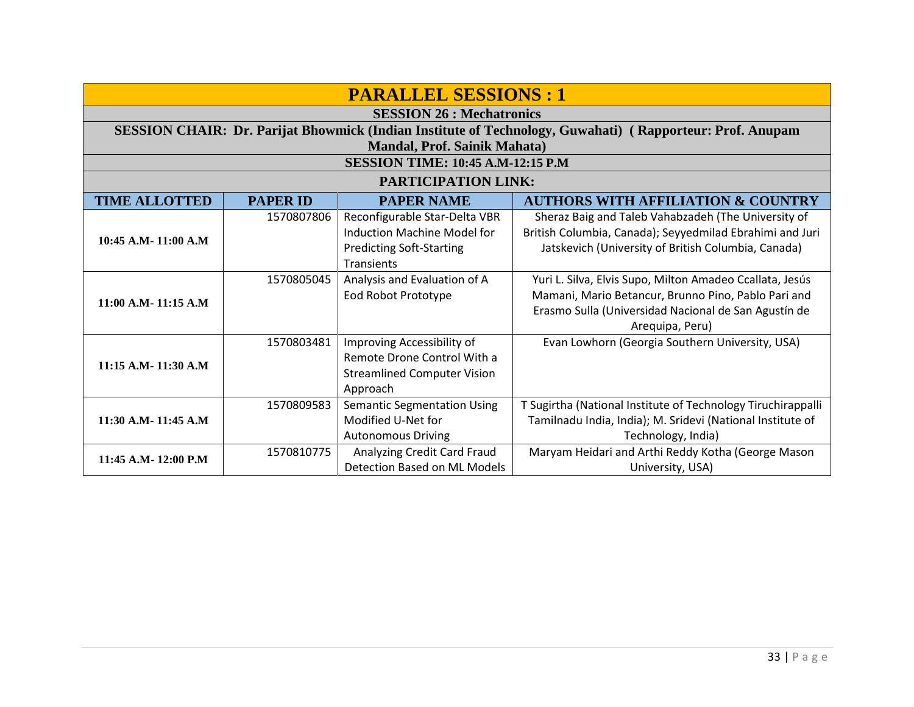# PARALLEL SESSIONS : 1

## SESSION 26 : Mechatronics

**SESSION CHAIR: Dr. Parijat Bhowmick (Indian Institute of Technology, Guwahati) ( Rapporteur: Prof. Anupam Mandal, Prof. Sainik Mahata)**

**SESSION TIME: 10:45 A.M-12:15 P.M**

**PARTICIPATION LINK:**

| TIME ALLOTTED | PAPER ID | PAPER NAME | AUTHORS WITH AFFILIATION & COUNTRY |
|---|---|---|---|
| 10:45 A.M- 11:00 A.M | 1570807806 | Reconfigurable Star-Delta VBR Induction Machine Model for Predicting Soft-Starting Transients | Sheraz Baig and Taleb Vahabzadeh (The University of British Columbia, Canada); Seyyedmilad Ebrahimi and Juri Jatskevich (University of British Columbia, Canada) |
| 11:00 A.M- 11:15 A.M | 1570805045 | Analysis and Evaluation of A Eod Robot Prototype | Yuri L. Silva, Elvis Supo, Milton Amadeo Ccallata, Jesús Mamani, Mario Betancur, Brunno Pino, Pablo Pari and Erasmo Sulla (Universidad Nacional de San Agustín de Arequipa, Peru) |
| 11:15 A.M- 11:30 A.M | 1570803481 | Improving Accessibility of Remote Drone Control With a Streamlined Computer Vision Approach | Evan Lowhorn (Georgia Southern University, USA) |
| 11:30 A.M- 11:45 A.M | 1570809583 | Semantic Segmentation Using Modified U-Net for Autonomous Driving | T Sugirtha (National Institute of Technology Tiruchirappalli Tamilnadu India, India); M. Sridevi (National Institute of Technology, India) |
| 11:45 A.M- 12:00 P.M | 1570810775 | Analyzing Credit Card Fraud Detection Based on ML Models | Maryam Heidari and Arthi Reddy Kotha (George Mason University, USA) |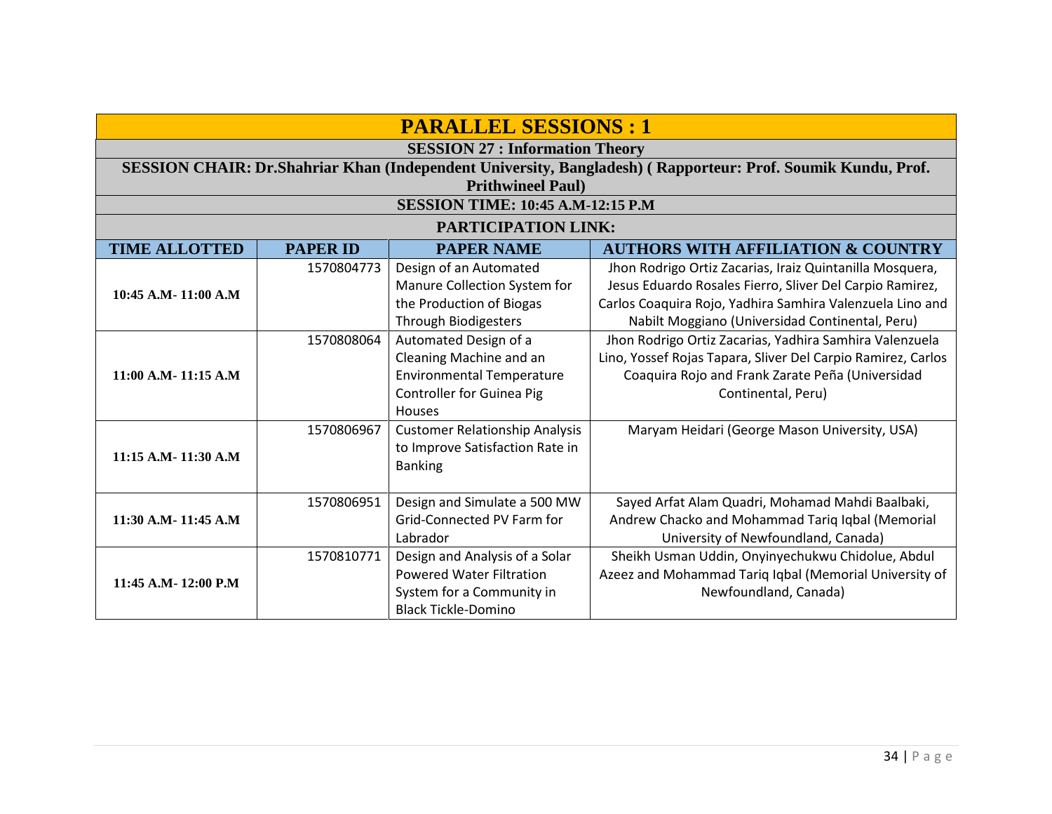## PARALLEL SESSIONS : 1

### SESSION 27 : Information Theory

**SESSION CHAIR: Dr.Shahriar Khan (Independent University, Bangladesh) ( Rapporteur: Prof. Soumik Kundu, Prof. Prithwineel Paul)**

**SESSION TIME: 10:45 A.M-12:15 P.M**

**PARTICIPATION LINK:**

| TIME ALLOTTED | PAPER ID | PAPER NAME | AUTHORS WITH AFFILIATION & COUNTRY |
|---|---|---|---|
| 10:45 A.M- 11:00 A.M | 1570804773 | Design of an Automated Manure Collection System for the Production of Biogas Through Biodigesters | Jhon Rodrigo Ortiz Zacarias, Iraiz Quintanilla Mosquera, Jesus Eduardo Rosales Fierro, Sliver Del Carpio Ramirez, Carlos Coaquira Rojo, Yadhira Samhira Valenzuela Lino and Nabilt Moggiano (Universidad Continental, Peru) |
| 11:00 A.M- 11:15 A.M | 1570808064 | Automated Design of a Cleaning Machine and an Environmental Temperature Controller for Guinea Pig Houses | Jhon Rodrigo Ortiz Zacarias, Yadhira Samhira Valenzuela Lino, Yossef Rojas Tapara, Sliver Del Carpio Ramirez, Carlos Coaquira Rojo and Frank Zarate Peña (Universidad Continental, Peru) |
| 11:15 A.M- 11:30 A.M | 1570806967 | Customer Relationship Analysis to Improve Satisfaction Rate in Banking | Maryam Heidari (George Mason University, USA) |
| 11:30 A.M- 11:45 A.M | 1570806951 | Design and Simulate a 500 MW Grid-Connected PV Farm for Labrador | Sayed Arfat Alam Quadri, Mohamad Mahdi Baalbaki, Andrew Chacko and Mohammad Tariq Iqbal (Memorial University of Newfoundland, Canada) |
| 11:45 A.M- 12:00 P.M | 1570810771 | Design and Analysis of a Solar Powered Water Filtration System for a Community in Black Tickle-Domino | Sheikh Usman Uddin, Onyinyechukwu Chidolue, Abdul Azeez and Mohammad Tariq Iqbal (Memorial University of Newfoundland, Canada) |